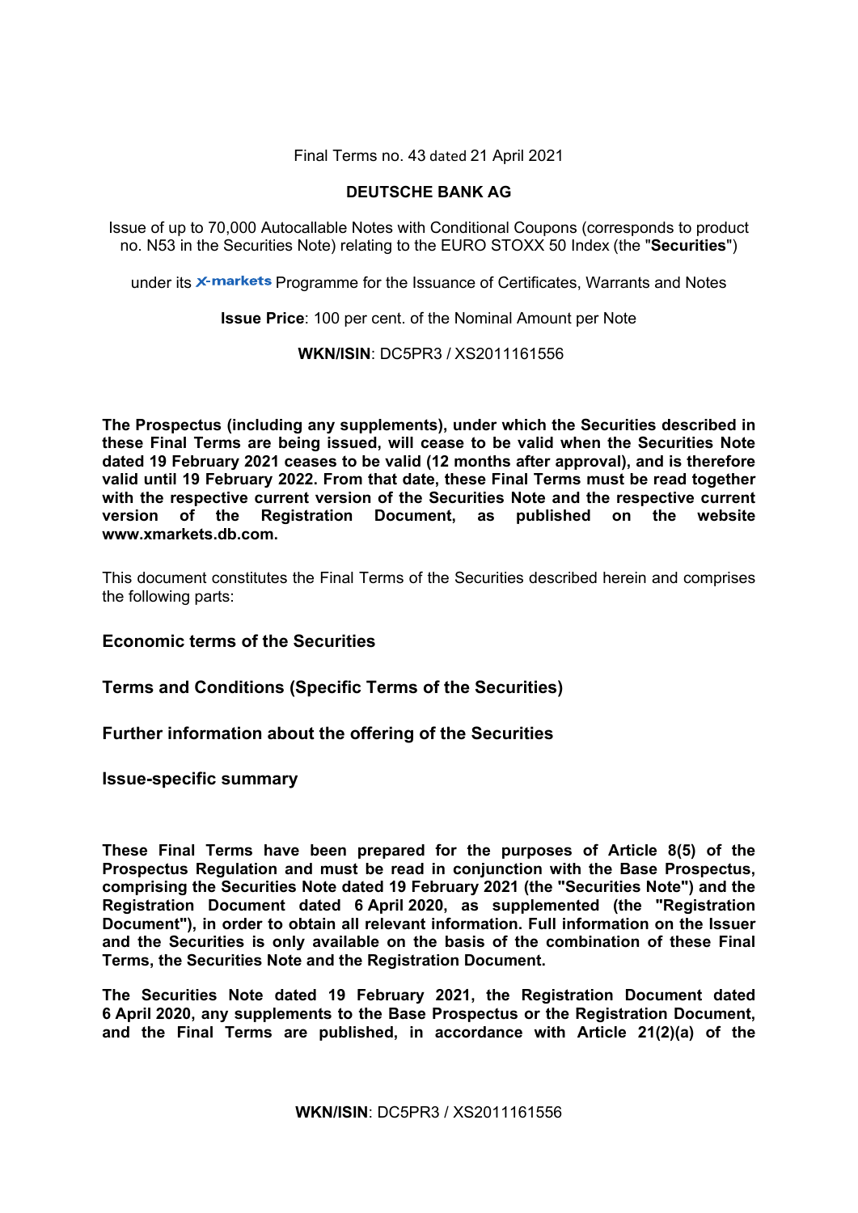Final Terms no. 43 dated 21 April 2021

**DEUTSCHE BANK AG**

Issue of up to 70,000 Autocallable Notes with Conditional Coupons (corresponds to product no. N53 in the Securities Note) relating to the EURO STOXX 50 Index (the "**Securities**")

under its X-markets Programme for the Issuance of Certificates, Warrants and Notes

**Issue Price**: 100 per cent. of the Nominal Amount per Note

**WKN/ISIN**: DC5PR3 / XS2011161556

**The Prospectus (including any supplements), under which the Securities described in these Final Terms are being issued, will cease to be valid when the Securities Note dated 19 February 2021 ceases to be valid (12 months after approval), and is therefore valid until 19 February 2022. From that date, these Final Terms must be read together with the respective current version of the Securities Note and the respective current version of the Registration Document, as published on the website www.xmarkets.db.com.**

This document constitutes the Final Terms of the Securities described herein and comprises the following parts:

## Economic terms of the Securities

## Terms and Conditions (Specific Terms of the Securities)

## Further information about the offering of the Securities

## Issue-specific summary

**These Final Terms have been prepared for the purposes of Article 8(5) of the Prospectus Regulation and must be read in conjunction with the Base Prospectus, comprising the Securities Note dated 19 February 2021 (the "Securities Note") and the Registration Document dated 6 April 2020, as supplemented (the "Registration Document"), in order to obtain all relevant information. Full information on the Issuer and the Securities is only available on the basis of the combination of these Final Terms, the Securities Note and the Registration Document.**

**The Securities Note dated 19 February 2021, the Registration Document dated 6 April 2020, any supplements to the Base Prospectus or the Registration Document, and the Final Terms are published, in accordance with Article 21(2)(a) of the**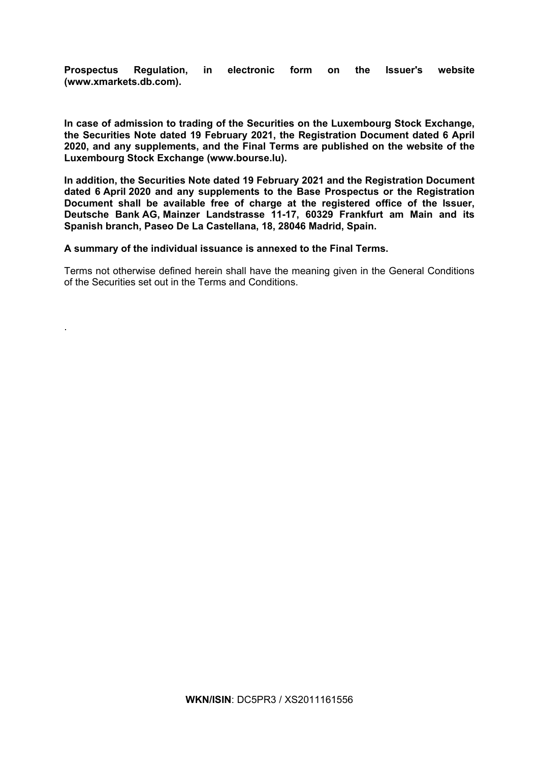**Prospectus Regulation, in electronic form on the Issuer's website (www.xmarkets.db.com).**

**In case of admission to trading of the Securities on the Luxembourg Stock Exchange, the Securities Note dated 19 February 2021, the Registration Document dated 6 April 2020, and any supplements, and the Final Terms are published on the website of the Luxembourg Stock Exchange (www.bourse.lu).**

**In addition, the Securities Note dated 19 February 2021 and the Registration Document dated 6 April 2020 and any supplements to the Base Prospectus or the Registration Document shall be available free of charge at the registered office of the Issuer, Deutsche Bank AG, Mainzer Landstrasse 11-17, 60329 Frankfurt am Main and its Spanish branch, Paseo De La Castellana, 18, 28046 Madrid, Spain.**

**A summary of the individual issuance is annexed to the Final Terms.**

Terms not otherwise defined herein shall have the meaning given in the General Conditions of the Securities set out in the Terms and Conditions.

.

**WKN/ISIN**: DC5PR3 / XS2011161556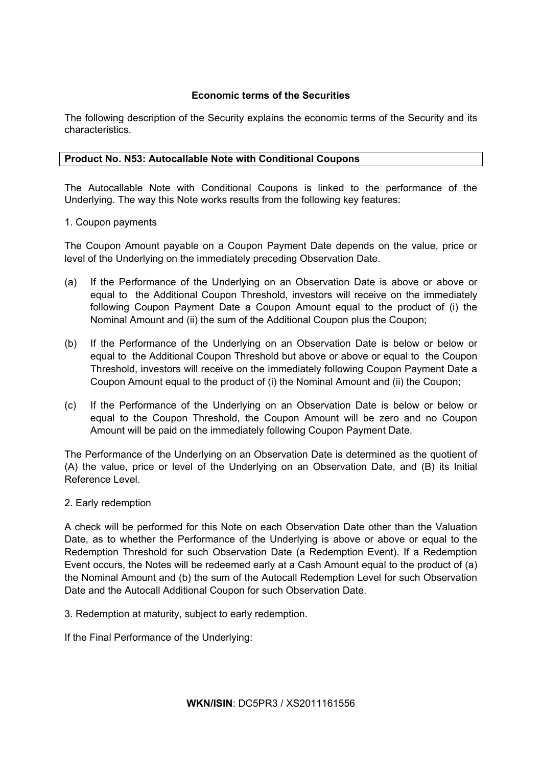**Economic terms of the Securities**

The following description of the Security explains the economic terms of the Security and its characteristics.

**Product No. N53: Autocallable Note with Conditional Coupons**

The Autocallable Note with Conditional Coupons is linked to the performance of the Underlying. The way this Note works results from the following key features:

1. Coupon payments

The Coupon Amount payable on a Coupon Payment Date depends on the value, price or level of the Underlying on the immediately preceding Observation Date.

(a) If the Performance of the Underlying on an Observation Date is above or above or equal to the Additional Coupon Threshold, investors will receive on the immediately following Coupon Payment Date a Coupon Amount equal to the product of (i) the Nominal Amount and (ii) the sum of the Additional Coupon plus the Coupon;

(b) If the Performance of the Underlying on an Observation Date is below or below or equal to the Additional Coupon Threshold but above or above or equal to the Coupon Threshold, investors will receive on the immediately following Coupon Payment Date a Coupon Amount equal to the product of (i) the Nominal Amount and (ii) the Coupon;

(c) If the Performance of the Underlying on an Observation Date is below or below or equal to the Coupon Threshold, the Coupon Amount will be zero and no Coupon Amount will be paid on the immediately following Coupon Payment Date.

The Performance of the Underlying on an Observation Date is determined as the quotient of (A) the value, price or level of the Underlying on an Observation Date, and (B) its Initial Reference Level.

2. Early redemption

A check will be performed for this Note on each Observation Date other than the Valuation Date, as to whether the Performance of the Underlying is above or above or equal to the Redemption Threshold for such Observation Date (a Redemption Event). If a Redemption Event occurs, the Notes will be redeemed early at a Cash Amount equal to the product of (a) the Nominal Amount and (b) the sum of the Autocall Redemption Level for such Observation Date and the Autocall Additional Coupon for such Observation Date.

3. Redemption at maturity, subject to early redemption.

If the Final Performance of the Underlying:

**WKN/ISIN**: DC5PR3 / XS2011161556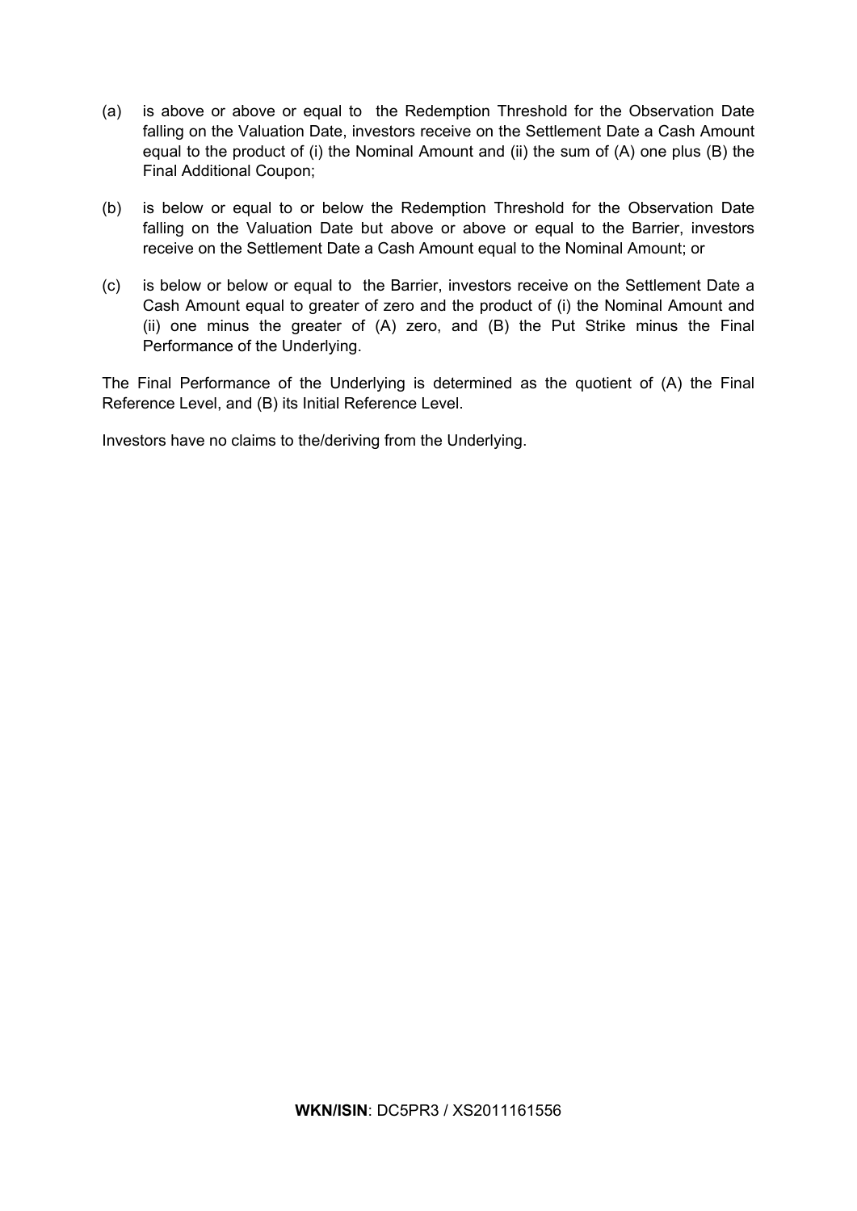(a) is above or above or equal to the Redemption Threshold for the Observation Date falling on the Valuation Date, investors receive on the Settlement Date a Cash Amount equal to the product of (i) the Nominal Amount and (ii) the sum of (A) one plus (B) the Final Additional Coupon;

(b) is below or equal to or below the Redemption Threshold for the Observation Date falling on the Valuation Date but above or above or equal to the Barrier, investors receive on the Settlement Date a Cash Amount equal to the Nominal Amount; or

(c) is below or below or equal to the Barrier, investors receive on the Settlement Date a Cash Amount equal to greater of zero and the product of (i) the Nominal Amount and (ii) one minus the greater of (A) zero, and (B) the Put Strike minus the Final Performance of the Underlying.

The Final Performance of the Underlying is determined as the quotient of (A) the Final Reference Level, and (B) its Initial Reference Level.

Investors have no claims to the/deriving from the Underlying.

**WKN/ISIN**: DC5PR3 / XS2011161556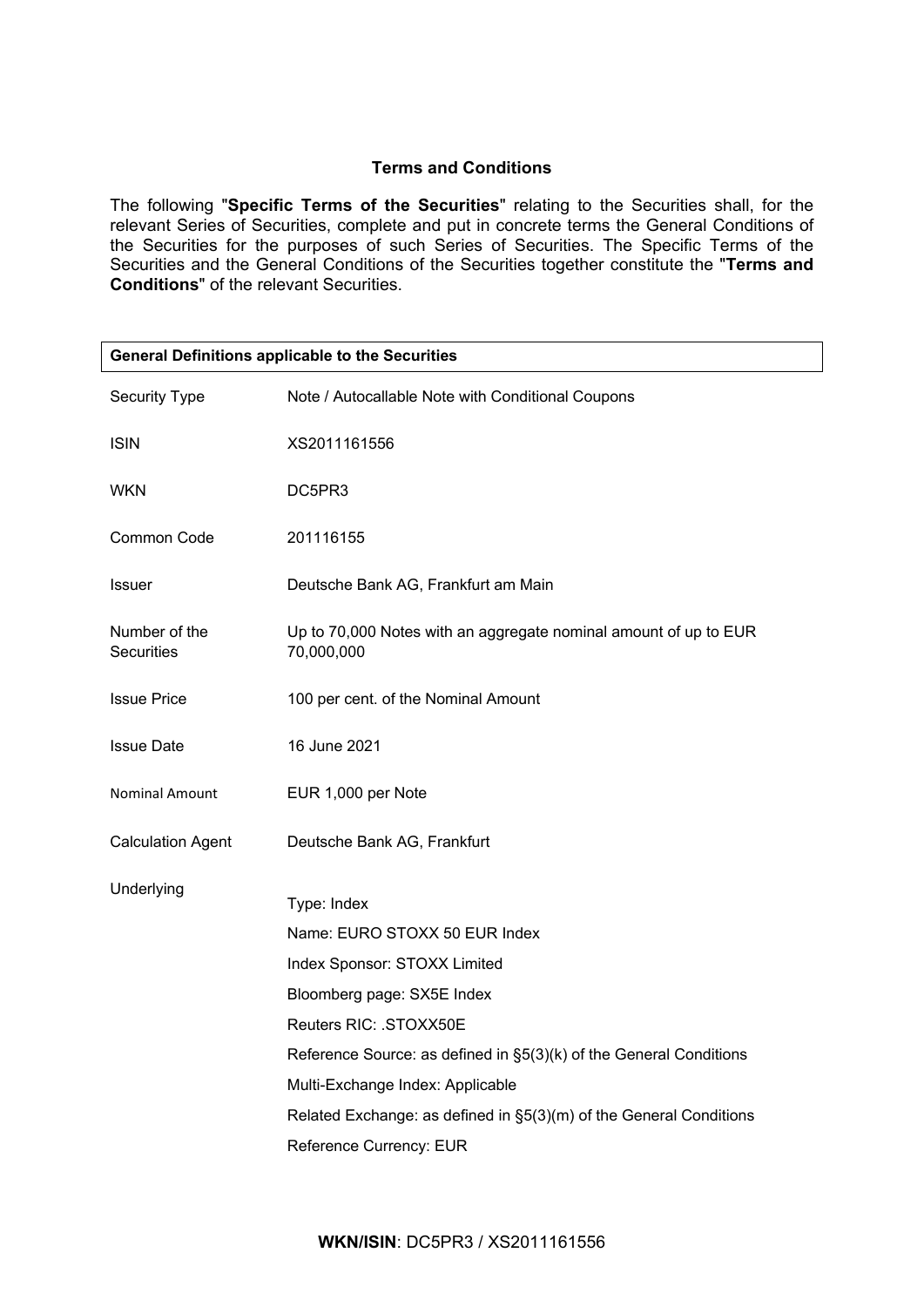## Terms and Conditions

The following "**Specific Terms of the Securities**" relating to the Securities shall, for the relevant Series of Securities, complete and put in concrete terms the General Conditions of the Securities for the purposes of such Series of Securities. The Specific Terms of the Securities and the General Conditions of the Securities together constitute the "**Terms and Conditions**" of the relevant Securities.

| **General Definitions applicable to the Securities** | |
|---|---|
| Security Type | Note / Autocallable Note with Conditional Coupons |
| ISIN | XS2011161556 |
| WKN | DC5PR3 |
| Common Code | 201116155 |
| Issuer | Deutsche Bank AG, Frankfurt am Main |
| Number of the Securities | Up to 70,000 Notes with an aggregate nominal amount of up to EUR 70,000,000 |
| Issue Price | 100 per cent. of the Nominal Amount |
| Issue Date | 16 June 2021 |
| Nominal Amount | EUR 1,000 per Note |
| Calculation Agent | Deutsche Bank AG, Frankfurt |
| Underlying | Type: Index<br>Name: EURO STOXX 50 EUR Index<br>Index Sponsor: STOXX Limited<br>Bloomberg page: SX5E Index<br>Reuters RIC: .STOXX50E<br>Reference Source: as defined in §5(3)(k) of the General Conditions<br>Multi-Exchange Index: Applicable<br>Related Exchange: as defined in §5(3)(m) of the General Conditions<br>Reference Currency: EUR |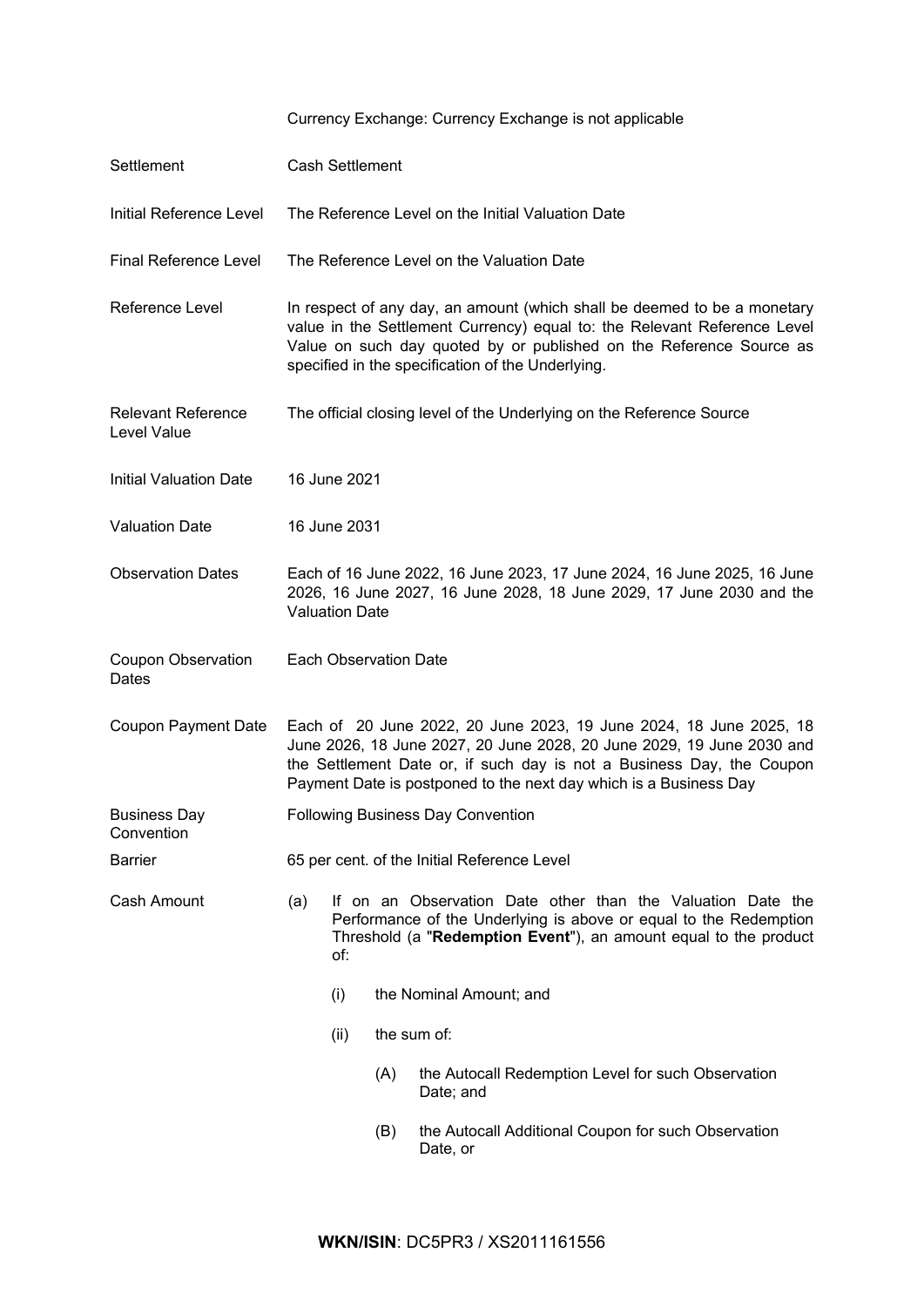| | |
|---|---|
| | Currency Exchange: Currency Exchange is not applicable |
| Settlement | Cash Settlement |
| Initial Reference Level | The Reference Level on the Initial Valuation Date |
| Final Reference Level | The Reference Level on the Valuation Date |
| Reference Level | In respect of any day, an amount (which shall be deemed to be a monetary value in the Settlement Currency) equal to: the Relevant Reference Level Value on such day quoted by or published on the Reference Source as specified in the specification of the Underlying. |
| Relevant Reference Level Value | The official closing level of the Underlying on the Reference Source |
| Initial Valuation Date | 16 June 2021 |
| Valuation Date | 16 June 2031 |
| Observation Dates | Each of 16 June 2022, 16 June 2023, 17 June 2024, 16 June 2025, 16 June 2026, 16 June 2027, 16 June 2028, 18 June 2029, 17 June 2030 and the Valuation Date |
| Coupon Observation Dates | Each Observation Date |
| Coupon Payment Date | Each of 20 June 2022, 20 June 2023, 19 June 2024, 18 June 2025, 18 June 2026, 18 June 2027, 20 June 2028, 20 June 2029, 19 June 2030 and the Settlement Date or, if such day is not a Business Day, the Coupon Payment Date is postponed to the next day which is a Business Day |
| Business Day Convention | Following Business Day Convention |
| Barrier | 65 per cent. of the Initial Reference Level |
| Cash Amount | (a) If on an Observation Date other than the Valuation Date the Performance of the Underlying is above or equal to the Redemption Threshold (a "**Redemption Event**"), an amount equal to the product of:<br>(i) the Nominal Amount; and<br>(ii) the sum of:<br>(A) the Autocall Redemption Level for such Observation Date; and<br>(B) the Autocall Additional Coupon for such Observation Date, or |

**WKN/ISIN**: DC5PR3 / XS2011161556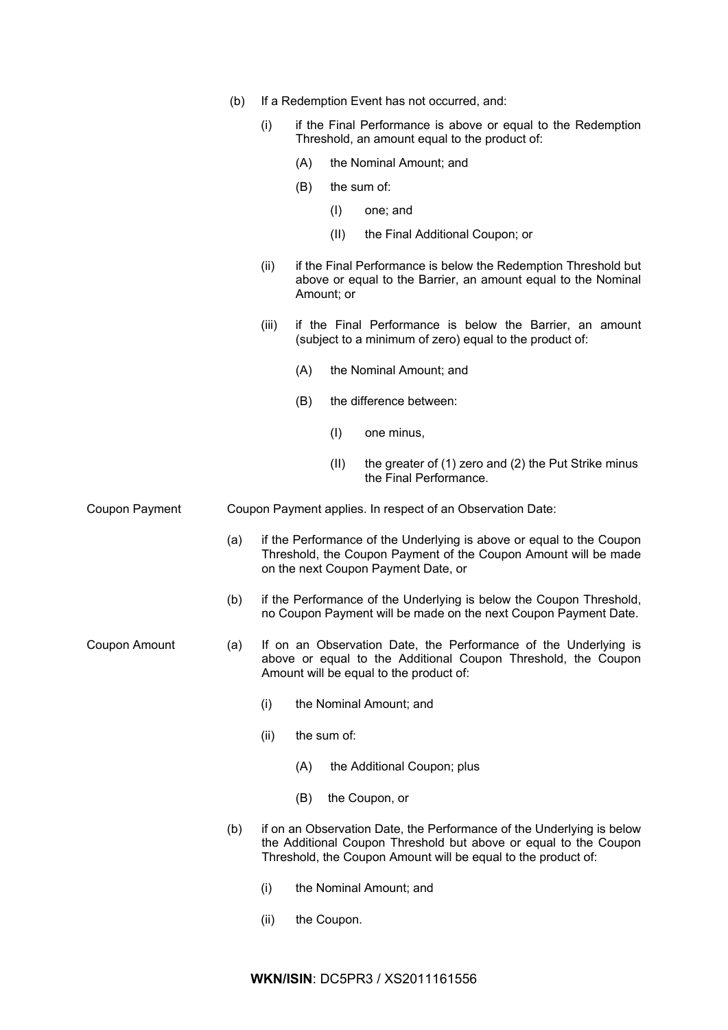(b) If a Redemption Event has not occurred, and:

  (i) if the Final Performance is above or equal to the Redemption Threshold, an amount equal to the product of:

    (A) the Nominal Amount; and

    (B) the sum of:

      (I) one; and

      (II) the Final Additional Coupon; or

  (ii) if the Final Performance is below the Redemption Threshold but above or equal to the Barrier, an amount equal to the Nominal Amount; or

  (iii) if the Final Performance is below the Barrier, an amount (subject to a minimum of zero) equal to the product of:

    (A) the Nominal Amount; and

    (B) the difference between:

      (I) one minus,

      (II) the greater of (1) zero and (2) the Put Strike minus the Final Performance.

| | |
|---|---|
| Coupon Payment | Coupon Payment applies. In respect of an Observation Date:<br><br>(a) if the Performance of the Underlying is above or equal to the Coupon Threshold, the Coupon Payment of the Coupon Amount will be made on the next Coupon Payment Date, or<br><br>(b) if the Performance of the Underlying is below the Coupon Threshold, no Coupon Payment will be made on the next Coupon Payment Date. |
| Coupon Amount | (a) If on an Observation Date, the Performance of the Underlying is above or equal to the Additional Coupon Threshold, the Coupon Amount will be equal to the product of:<br><br>(i) the Nominal Amount; and<br><br>(ii) the sum of:<br><br>(A) the Additional Coupon; plus<br><br>(B) the Coupon, or<br><br>(b) if on an Observation Date, the Performance of the Underlying is below the Additional Coupon Threshold but above or equal to the Coupon Threshold, the Coupon Amount will be equal to the product of:<br><br>(i) the Nominal Amount; and<br><br>(ii) the Coupon. |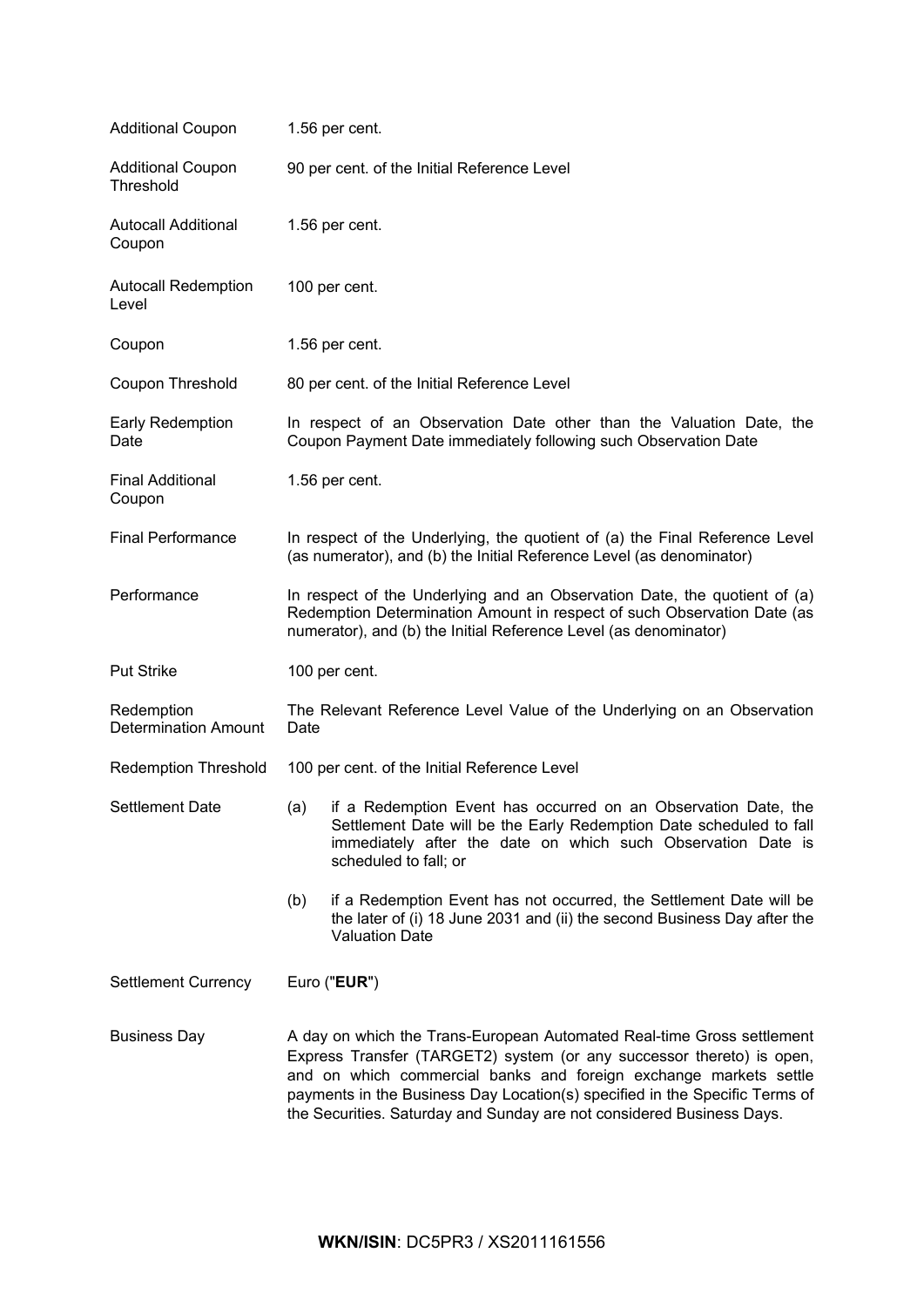| | |
|---|---|
| Additional Coupon | 1.56 per cent. |
| Additional Coupon Threshold | 90 per cent. of the Initial Reference Level |
| Autocall Additional Coupon | 1.56 per cent. |
| Autocall Redemption Level | 100 per cent. |
| Coupon | 1.56 per cent. |
| Coupon Threshold | 80 per cent. of the Initial Reference Level |
| Early Redemption Date | In respect of an Observation Date other than the Valuation Date, the Coupon Payment Date immediately following such Observation Date |
| Final Additional Coupon | 1.56 per cent. |
| Final Performance | In respect of the Underlying, the quotient of (a) the Final Reference Level (as numerator), and (b) the Initial Reference Level (as denominator) |
| Performance | In respect of the Underlying and an Observation Date, the quotient of (a) Redemption Determination Amount in respect of such Observation Date (as numerator), and (b) the Initial Reference Level (as denominator) |
| Put Strike | 100 per cent. |
| Redemption Determination Amount | The Relevant Reference Level Value of the Underlying on an Observation Date |
| Redemption Threshold | 100 per cent. of the Initial Reference Level |
| Settlement Date | (a) if a Redemption Event has occurred on an Observation Date, the Settlement Date will be the Early Redemption Date scheduled to fall immediately after the date on which such Observation Date is scheduled to fall; or<br><br>(b) if a Redemption Event has not occurred, the Settlement Date will be the later of (i) 18 June 2031 and (ii) the second Business Day after the Valuation Date |
| Settlement Currency | Euro ("**EUR**") |
| Business Day | A day on which the Trans-European Automated Real-time Gross settlement Express Transfer (TARGET2) system (or any successor thereto) is open, and on which commercial banks and foreign exchange markets settle payments in the Business Day Location(s) specified in the Specific Terms of the Securities. Saturday and Sunday are not considered Business Days. |

**WKN/ISIN**: DC5PR3 / XS2011161556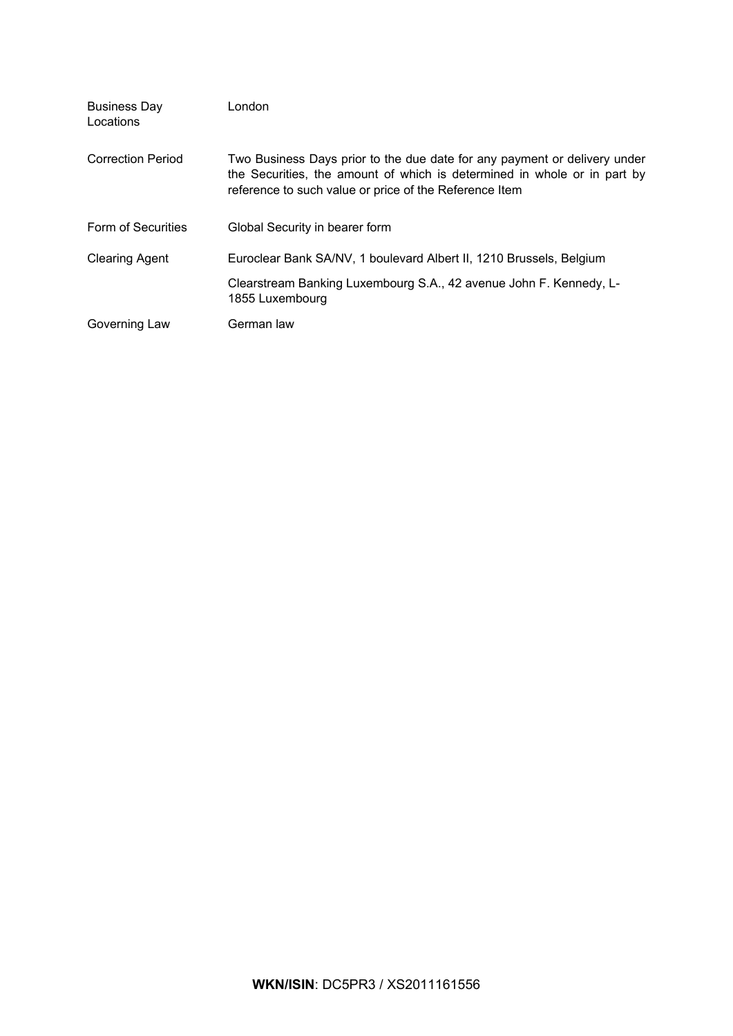| | |
|---|---|
| Business Day Locations | London |
| Correction Period | Two Business Days prior to the due date for any payment or delivery under the Securities, the amount of which is determined in whole or in part by reference to such value or price of the Reference Item |
| Form of Securities | Global Security in bearer form |
| Clearing Agent | Euroclear Bank SA/NV, 1 boulevard Albert II, 1210 Brussels, Belgium<br><br>Clearstream Banking Luxembourg S.A., 42 avenue John F. Kennedy, L-1855 Luxembourg |
| Governing Law | German law |

**WKN/ISIN**: DC5PR3 / XS2011161556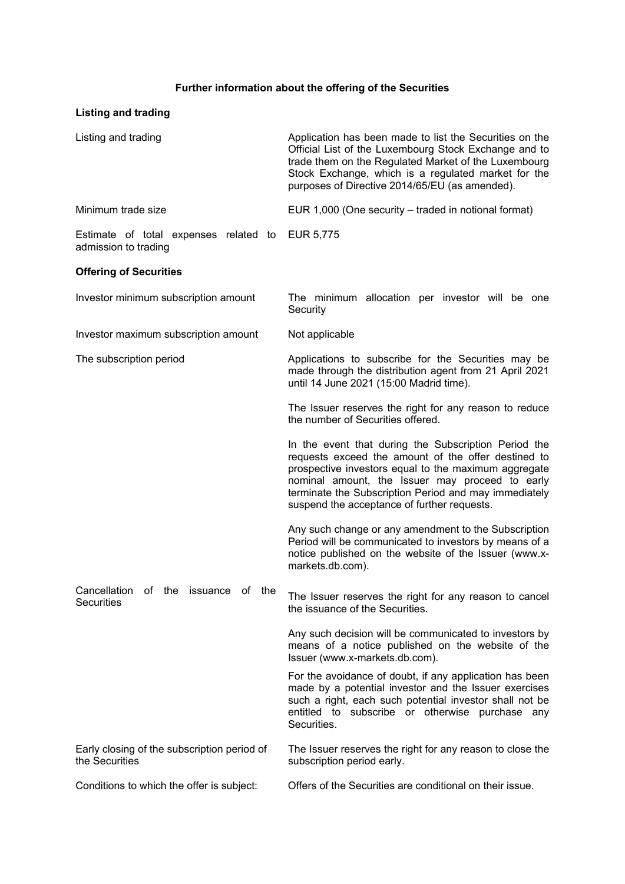## Further information about the offering of the Securities

### Listing and trading

| | |
|---|---|
| Listing and trading | Application has been made to list the Securities on the Official List of the Luxembourg Stock Exchange and to trade them on the Regulated Market of the Luxembourg Stock Exchange, which is a regulated market for the purposes of Directive 2014/65/EU (as amended). |
| Minimum trade size | EUR 1,000 (One security – traded in notional format) |
| Estimate of total expenses related to admission to trading | EUR 5,775 |

### Offering of Securities

| | |
|---|---|
| Investor minimum subscription amount | The minimum allocation per investor will be one Security |
| Investor maximum subscription amount | Not applicable |
| The subscription period | Applications to subscribe for the Securities may be made through the distribution agent from 21 April 2021 until 14 June 2021 (15:00 Madrid time).<br><br>The Issuer reserves the right for any reason to reduce the number of Securities offered.<br><br>In the event that during the Subscription Period the requests exceed the amount of the offer destined to prospective investors equal to the maximum aggregate nominal amount, the Issuer may proceed to early terminate the Subscription Period and may immediately suspend the acceptance of further requests.<br><br>Any such change or any amendment to the Subscription Period will be communicated to investors by means of a notice published on the website of the Issuer (www.x-markets.db.com). |
| Cancellation of the issuance of the Securities | The Issuer reserves the right for any reason to cancel the issuance of the Securities.<br><br>Any such decision will be communicated to investors by means of a notice published on the website of the Issuer (www.x-markets.db.com).<br><br>For the avoidance of doubt, if any application has been made by a potential investor and the Issuer exercises such a right, each such potential investor shall not be entitled to subscribe or otherwise purchase any Securities. |
| Early closing of the subscription period of the Securities | The Issuer reserves the right for any reason to close the subscription period early. |
| Conditions to which the offer is subject: | Offers of the Securities are conditional on their issue. |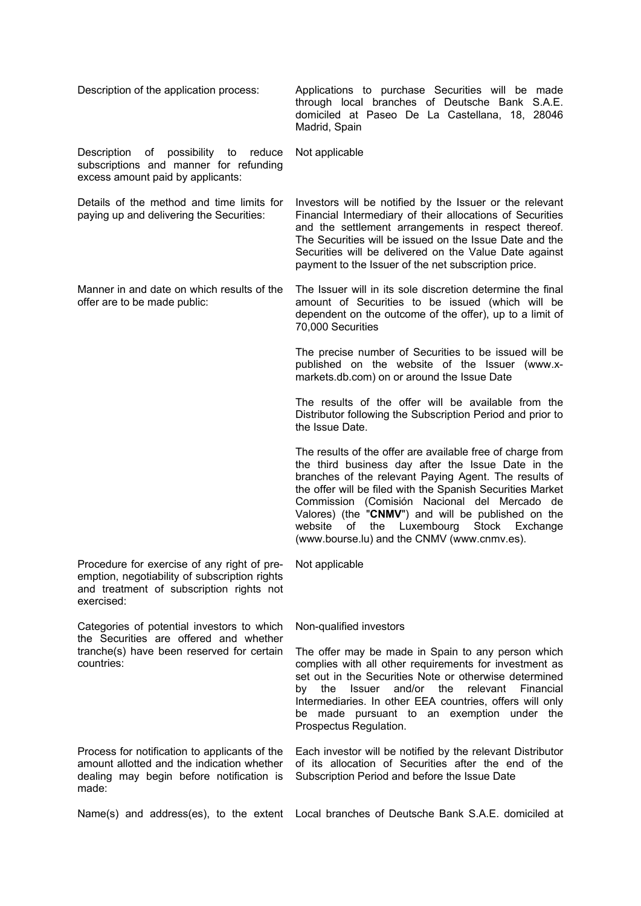| | |
|---|---|
| Description of the application process: | Applications to purchase Securities will be made through local branches of Deutsche Bank S.A.E. domiciled at Paseo De La Castellana, 18, 28046 Madrid, Spain |
| Description of possibility to reduce subscriptions and manner for refunding excess amount paid by applicants: | Not applicable |
| Details of the method and time limits for paying up and delivering the Securities: | Investors will be notified by the Issuer or the relevant Financial Intermediary of their allocations of Securities and the settlement arrangements in respect thereof. The Securities will be issued on the Issue Date and the Securities will be delivered on the Value Date against payment to the Issuer of the net subscription price. |
| Manner in and date on which results of the offer are to be made public: | The Issuer will in its sole discretion determine the final amount of Securities to be issued (which will be dependent on the outcome of the offer), up to a limit of 70,000 Securities<br><br>The precise number of Securities to be issued will be published on the website of the Issuer (www.x-markets.db.com) on or around the Issue Date<br><br>The results of the offer will be available from the Distributor following the Subscription Period and prior to the Issue Date.<br><br>The results of the offer are available free of charge from the third business day after the Issue Date in the branches of the relevant Paying Agent. The results of the offer will be filed with the Spanish Securities Market Commission (Comisión Nacional del Mercado de Valores) (the "**CNMV**") and will be published on the website of the Luxembourg Stock Exchange (www.bourse.lu) and the CNMV (www.cnmv.es). |
| Procedure for exercise of any right of pre-emption, negotiability of subscription rights and treatment of subscription rights not exercised: | Not applicable |
| Categories of potential investors to which the Securities are offered and whether tranche(s) have been reserved for certain countries: | Non-qualified investors<br><br>The offer may be made in Spain to any person which complies with all other requirements for investment as set out in the Securities Note or otherwise determined by the Issuer and/or the relevant Financial Intermediaries. In other EEA countries, offers will only be made pursuant to an exemption under the Prospectus Regulation. |
| Process for notification to applicants of the amount allotted and the indication whether dealing may begin before notification is made: | Each investor will be notified by the relevant Distributor of its allocation of Securities after the end of the Subscription Period and before the Issue Date |
| Name(s) and address(es), to the extent | Local branches of Deutsche Bank S.A.E. domiciled at |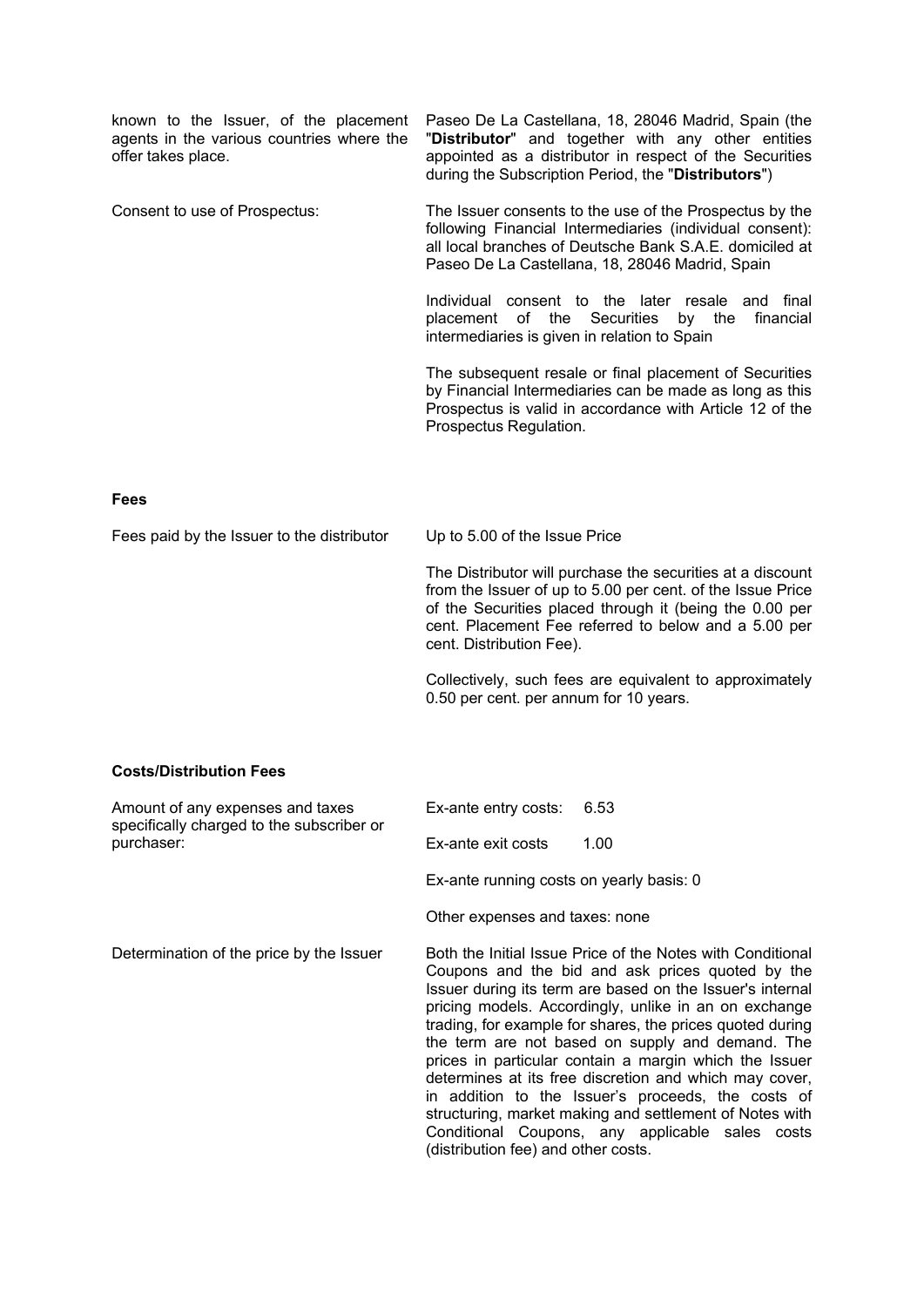| | |
|---|---|
| known to the Issuer, of the placement agents in the various countries where the offer takes place. | Paseo De La Castellana, 18, 28046 Madrid, Spain (the "**Distributor**" and together with any other entities appointed as a distributor in respect of the Securities during the Subscription Period, the "**Distributors**") |
| Consent to use of Prospectus: | The Issuer consents to the use of the Prospectus by the following Financial Intermediaries (individual consent): all local branches of Deutsche Bank S.A.E. domiciled at Paseo De La Castellana, 18, 28046 Madrid, Spain<br><br>Individual consent to the later resale and final placement of the Securities by the financial intermediaries is given in relation to Spain<br><br>The subsequent resale or final placement of Securities by Financial Intermediaries can be made as long as this Prospectus is valid in accordance with Article 12 of the Prospectus Regulation. |

**Fees**

| | |
|---|---|
| Fees paid by the Issuer to the distributor | Up to 5.00 of the Issue Price<br><br>The Distributor will purchase the securities at a discount from the Issuer of up to 5.00 per cent. of the Issue Price of the Securities placed through it (being the 0.00 per cent. Placement Fee referred to below and a 5.00 per cent. Distribution Fee).<br><br>Collectively, such fees are equivalent to approximately 0.50 per cent. per annum for 10 years. |

**Costs/Distribution Fees**

| | |
|---|---|
| Amount of any expenses and taxes specifically charged to the subscriber or purchaser: | Ex-ante entry costs: 6.53<br><br>Ex-ante exit costs 1.00<br><br>Ex-ante running costs on yearly basis: 0<br><br>Other expenses and taxes: none |
| Determination of the price by the Issuer | Both the Initial Issue Price of the Notes with Conditional Coupons and the bid and ask prices quoted by the Issuer during its term are based on the Issuer's internal pricing models. Accordingly, unlike in an on exchange trading, for example for shares, the prices quoted during the term are not based on supply and demand. The prices in particular contain a margin which the Issuer determines at its free discretion and which may cover, in addition to the Issuer's proceeds, the costs of structuring, market making and settlement of Notes with Conditional Coupons, any applicable sales costs (distribution fee) and other costs. |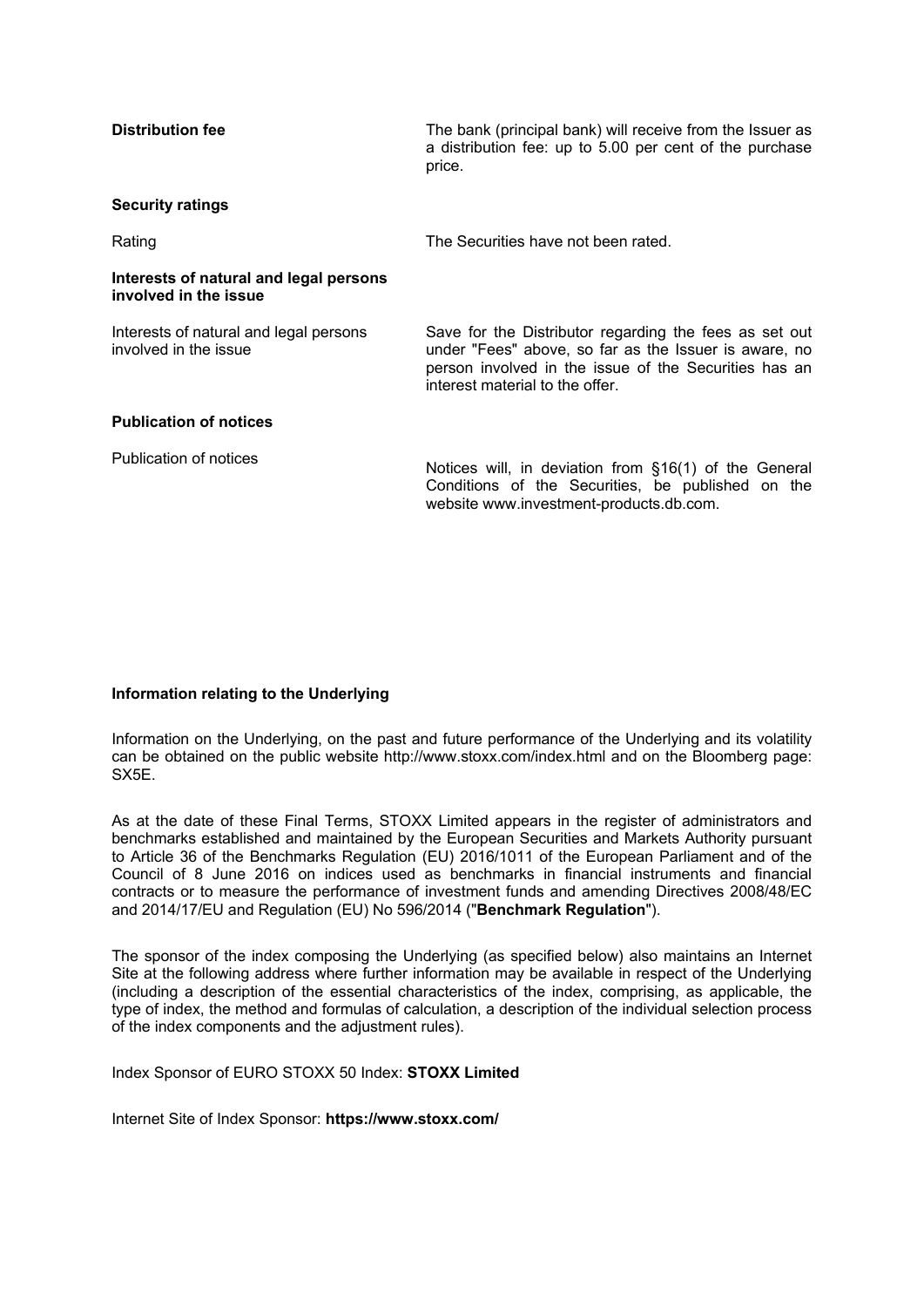| | |
|---|---|
| **Distribution fee** | The bank (principal bank) will receive from the Issuer as a distribution fee: up to 5.00 per cent of the purchase price. |
| **Security ratings** | |
| Rating | The Securities have not been rated. |
| **Interests of natural and legal persons involved in the issue** | |
| Interests of natural and legal persons involved in the issue | Save for the Distributor regarding the fees as set out under "Fees" above, so far as the Issuer is aware, no person involved in the issue of the Securities has an interest material to the offer. |
| **Publication of notices** | |
| Publication of notices | Notices will, in deviation from §16(1) of the General Conditions of the Securities, be published on the website www.investment-products.db.com. |

**Information relating to the Underlying**

Information on the Underlying, on the past and future performance of the Underlying and its volatility can be obtained on the public website http://www.stoxx.com/index.html and on the Bloomberg page: SX5E.

As at the date of these Final Terms, STOXX Limited appears in the register of administrators and benchmarks established and maintained by the European Securities and Markets Authority pursuant to Article 36 of the Benchmarks Regulation (EU) 2016/1011 of the European Parliament and of the Council of 8 June 2016 on indices used as benchmarks in financial instruments and financial contracts or to measure the performance of investment funds and amending Directives 2008/48/EC and 2014/17/EU and Regulation (EU) No 596/2014 ("**Benchmark Regulation**").

The sponsor of the index composing the Underlying (as specified below) also maintains an Internet Site at the following address where further information may be available in respect of the Underlying (including a description of the essential characteristics of the index, comprising, as applicable, the type of index, the method and formulas of calculation, a description of the individual selection process of the index components and the adjustment rules).

Index Sponsor of EURO STOXX 50 Index: **STOXX Limited**

Internet Site of Index Sponsor: **https://www.stoxx.com/**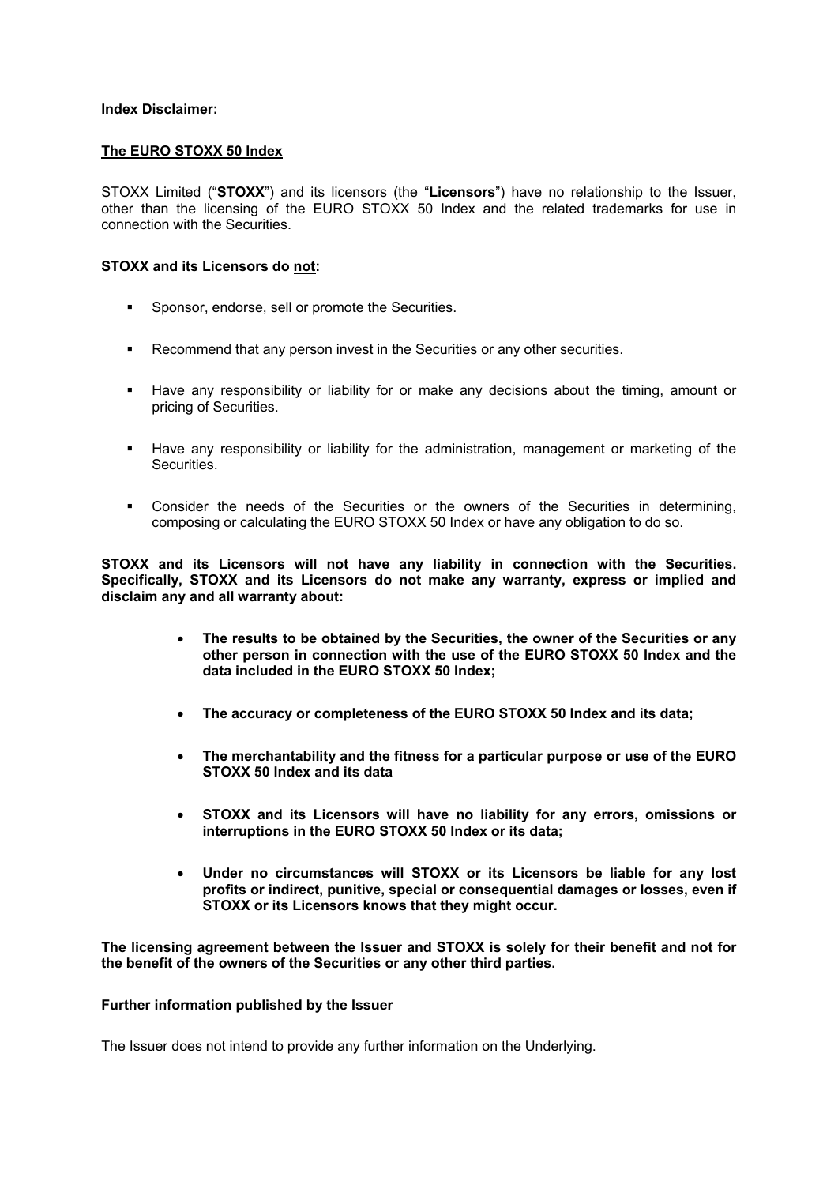**Index Disclaimer:**

**<u>The EURO STOXX 50 Index</u>**

STOXX Limited ("**STOXX**") and its licensors (the "**Licensors**") have no relationship to the Issuer, other than the licensing of the EURO STOXX 50 Index and the related trademarks for use in connection with the Securities.

**STOXX and its Licensors do <u>not</u>:**

- Sponsor, endorse, sell or promote the Securities.
- Recommend that any person invest in the Securities or any other securities.
- Have any responsibility or liability for or make any decisions about the timing, amount or pricing of Securities.
- Have any responsibility or liability for the administration, management or marketing of the Securities.
- Consider the needs of the Securities or the owners of the Securities in determining, composing or calculating the EURO STOXX 50 Index or have any obligation to do so.

**STOXX and its Licensors will not have any liability in connection with the Securities. Specifically, STOXX and its Licensors do not make any warranty, express or implied and disclaim any and all warranty about:**

- **The results to be obtained by the Securities, the owner of the Securities or any other person in connection with the use of the EURO STOXX 50 Index and the data included in the EURO STOXX 50 Index;**
- **The accuracy or completeness of the EURO STOXX 50 Index and its data;**
- **The merchantability and the fitness for a particular purpose or use of the EURO STOXX 50 Index and its data**
- **STOXX and its Licensors will have no liability for any errors, omissions or interruptions in the EURO STOXX 50 Index or its data;**
- **Under no circumstances will STOXX or its Licensors be liable for any lost profits or indirect, punitive, special or consequential damages or losses, even if STOXX or its Licensors knows that they might occur.**

**The licensing agreement between the Issuer and STOXX is solely for their benefit and not for the benefit of the owners of the Securities or any other third parties.**

**Further information published by the Issuer**

The Issuer does not intend to provide any further information on the Underlying.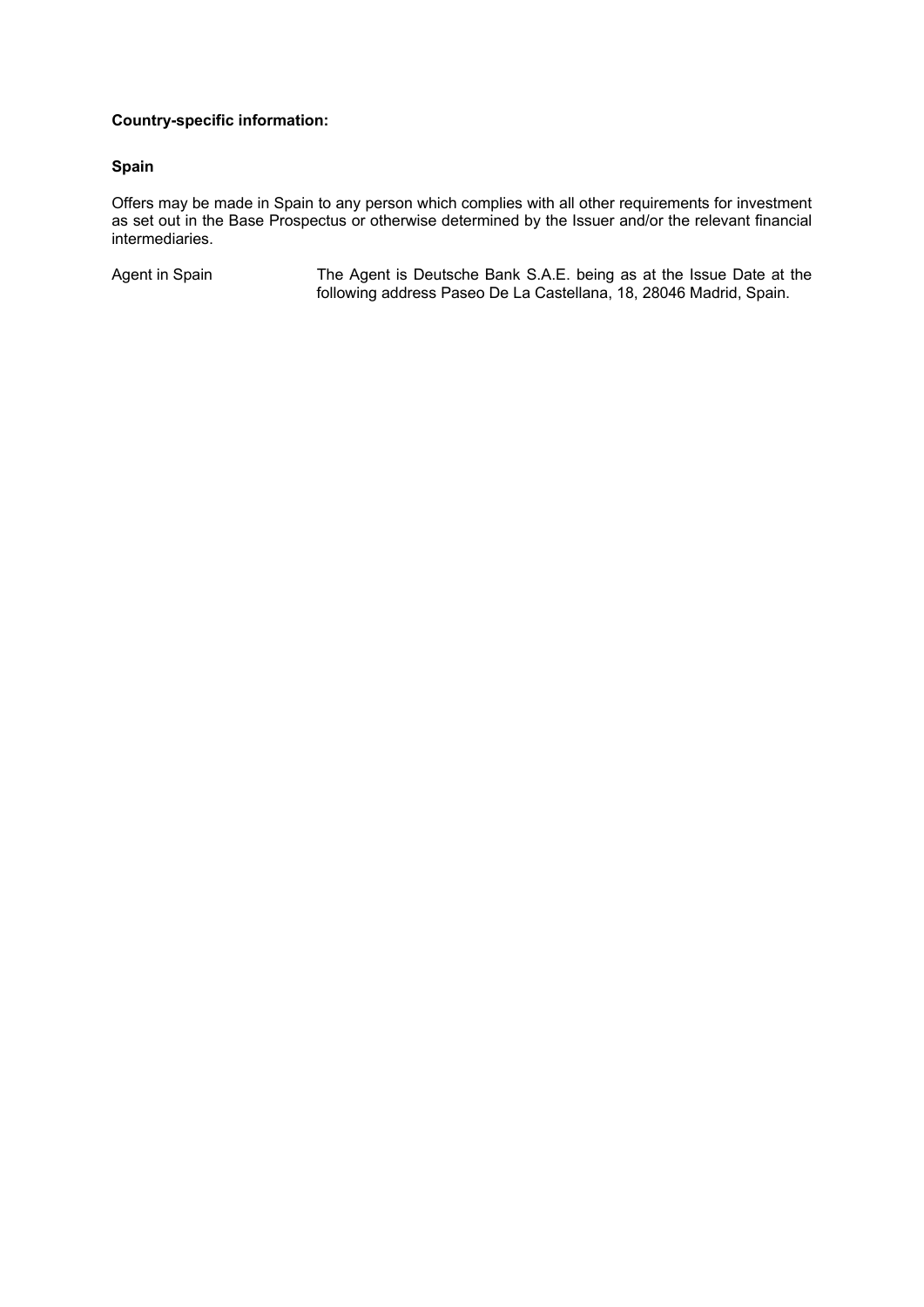**Country-specific information:**

**Spain**

Offers may be made in Spain to any person which complies with all other requirements for investment as set out in the Base Prospectus or otherwise determined by the Issuer and/or the relevant financial intermediaries.

| | |
|---|---|
| Agent in Spain | The Agent is Deutsche Bank S.A.E. being as at the Issue Date at the following address Paseo De La Castellana, 18, 28046 Madrid, Spain. |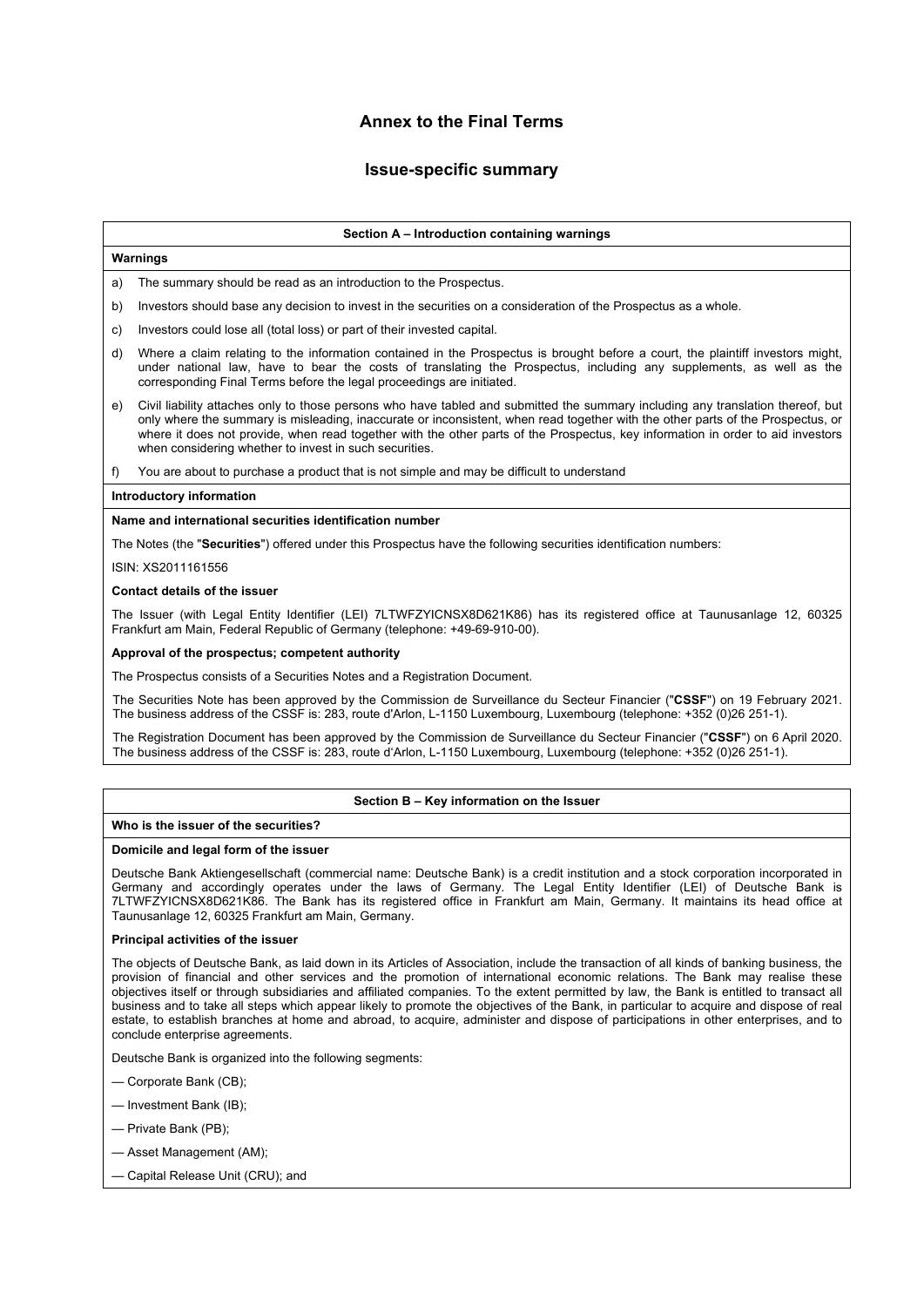# Annex to the Final Terms

## Issue-specific summary

### Section A – Introduction containing warnings

**Warnings**

a) The summary should be read as an introduction to the Prospectus.

b) Investors should base any decision to invest in the securities on a consideration of the Prospectus as a whole.

c) Investors could lose all (total loss) or part of their invested capital.

d) Where a claim relating to the information contained in the Prospectus is brought before a court, the plaintiff investors might, under national law, have to bear the costs of translating the Prospectus, including any supplements, as well as the corresponding Final Terms before the legal proceedings are initiated.

e) Civil liability attaches only to those persons who have tabled and submitted the summary including any translation thereof, but only where the summary is misleading, inaccurate or inconsistent, when read together with the other parts of the Prospectus, or where it does not provide, when read together with the other parts of the Prospectus, key information in order to aid investors when considering whether to invest in such securities.

f) You are about to purchase a product that is not simple and may be difficult to understand

**Introductory information**

**Name and international securities identification number**

The Notes (the "**Securities**") offered under this Prospectus have the following securities identification numbers:

ISIN: XS2011161556

**Contact details of the issuer**

The Issuer (with Legal Entity Identifier (LEI) 7LTWFZYICNSX8D621K86) has its registered office at Taunusanlage 12, 60325 Frankfurt am Main, Federal Republic of Germany (telephone: +49-69-910-00).

**Approval of the prospectus; competent authority**

The Prospectus consists of a Securities Notes and a Registration Document.

The Securities Note has been approved by the Commission de Surveillance du Secteur Financier ("**CSSF**") on 19 February 2021. The business address of the CSSF is: 283, route d'Arlon, L-1150 Luxembourg, Luxembourg (telephone: +352 (0)26 251-1).

The Registration Document has been approved by the Commission de Surveillance du Secteur Financier ("**CSSF**") on 6 April 2020. The business address of the CSSF is: 283, route d'Arlon, L-1150 Luxembourg, Luxembourg (telephone: +352 (0)26 251-1).

### Section B – Key information on the Issuer

**Who is the issuer of the securities?**

**Domicile and legal form of the issuer**

Deutsche Bank Aktiengesellschaft (commercial name: Deutsche Bank) is a credit institution and a stock corporation incorporated in Germany and accordingly operates under the laws of Germany. The Legal Entity Identifier (LEI) of Deutsche Bank is 7LTWFZYICNSX8D621K86. The Bank has its registered office in Frankfurt am Main, Germany. It maintains its head office at Taunusanlage 12, 60325 Frankfurt am Main, Germany.

**Principal activities of the issuer**

The objects of Deutsche Bank, as laid down in its Articles of Association, include the transaction of all kinds of banking business, the provision of financial and other services and the promotion of international economic relations. The Bank may realise these objectives itself or through subsidiaries and affiliated companies. To the extent permitted by law, the Bank is entitled to transact all business and to take all steps which appear likely to promote the objectives of the Bank, in particular to acquire and dispose of real estate, to establish branches at home and abroad, to acquire, administer and dispose of participations in other enterprises, and to conclude enterprise agreements.

Deutsche Bank is organized into the following segments:

— Corporate Bank (CB);

— Investment Bank (IB);

— Private Bank (PB);

— Asset Management (AM);

— Capital Release Unit (CRU); and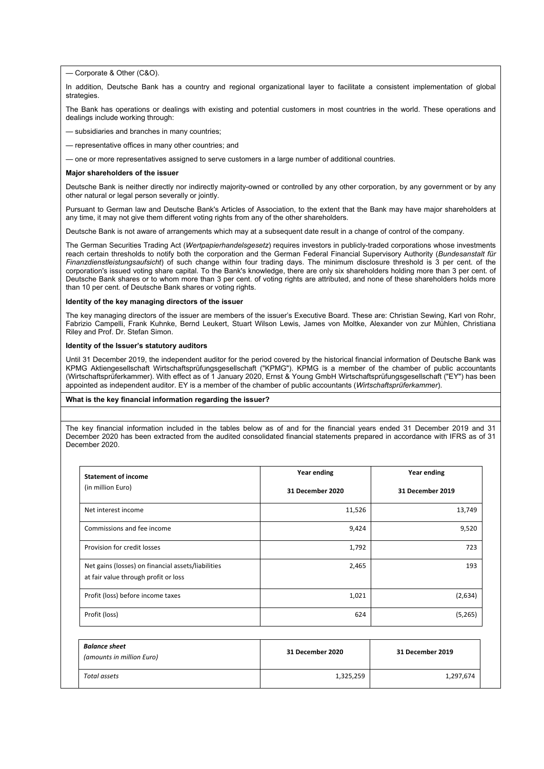— Corporate & Other (C&O).

In addition, Deutsche Bank has a country and regional organizational layer to facilitate a consistent implementation of global strategies.

The Bank has operations or dealings with existing and potential customers in most countries in the world. These operations and dealings include working through:

— subsidiaries and branches in many countries;

— representative offices in many other countries; and

— one or more representatives assigned to serve customers in a large number of additional countries.

**Major shareholders of the issuer**

Deutsche Bank is neither directly nor indirectly majority-owned or controlled by any other corporation, by any government or by any other natural or legal person severally or jointly.

Pursuant to German law and Deutsche Bank's Articles of Association, to the extent that the Bank may have major shareholders at any time, it may not give them different voting rights from any of the other shareholders.

Deutsche Bank is not aware of arrangements which may at a subsequent date result in a change of control of the company.

The German Securities Trading Act (*Wertpapierhandelsgesetz*) requires investors in publicly-traded corporations whose investments reach certain thresholds to notify both the corporation and the German Federal Financial Supervisory Authority (*Bundesanstalt für Finanzdienstleistungsaufsicht*) of such change within four trading days. The minimum disclosure threshold is 3 per cent. of the corporation's issued voting share capital. To the Bank's knowledge, there are only six shareholders holding more than 3 per cent. of Deutsche Bank shares or to whom more than 3 per cent. of voting rights are attributed, and none of these shareholders holds more than 10 per cent. of Deutsche Bank shares or voting rights.

**Identity of the key managing directors of the issuer**

The key managing directors of the issuer are members of the issuer's Executive Board. These are: Christian Sewing, Karl von Rohr, Fabrizio Campelli, Frank Kuhnke, Bernd Leukert, Stuart Wilson Lewis, James von Moltke, Alexander von zur Mühlen, Christiana Riley and Prof. Dr. Stefan Simon.

**Identity of the Issuer's statutory auditors**

Until 31 December 2019, the independent auditor for the period covered by the historical financial information of Deutsche Bank was KPMG Aktiengesellschaft Wirtschaftsprüfungsgesellschaft ("KPMG"). KPMG is a member of the chamber of public accountants (Wirtschaftsprüferkammer). With effect as of 1 January 2020, Ernst & Young GmbH Wirtschaftsprüfungsgesellschaft ("EY") has been appointed as independent auditor. EY is a member of the chamber of public accountants (*Wirtschaftsprüferkammer*).

**What is the key financial information regarding the issuer?**

The key financial information included in the tables below as of and for the financial years ended 31 December 2019 and 31 December 2020 has been extracted from the audited consolidated financial statements prepared in accordance with IFRS as of 31 December 2020.

| **Statement of income** (in million Euro) | **Year ending 31 December 2020** | **Year ending 31 December 2019** |
|---|---|---|
| Net interest income | 11,526 | 13,749 |
| Commissions and fee income | 9,424 | 9,520 |
| Provision for credit losses | 1,792 | 723 |
| Net gains (losses) on financial assets/liabilities at fair value through profit or loss | 2,465 | 193 |
| Profit (loss) before income taxes | 1,021 | (2,634) |
| Profit (loss) | 624 | (5,265) |

| ***Balance sheet*** *(amounts in million Euro)* | **31 December 2020** | **31 December 2019** |
|---|---|---|
| *Total assets* | 1,325,259 | 1,297,674 |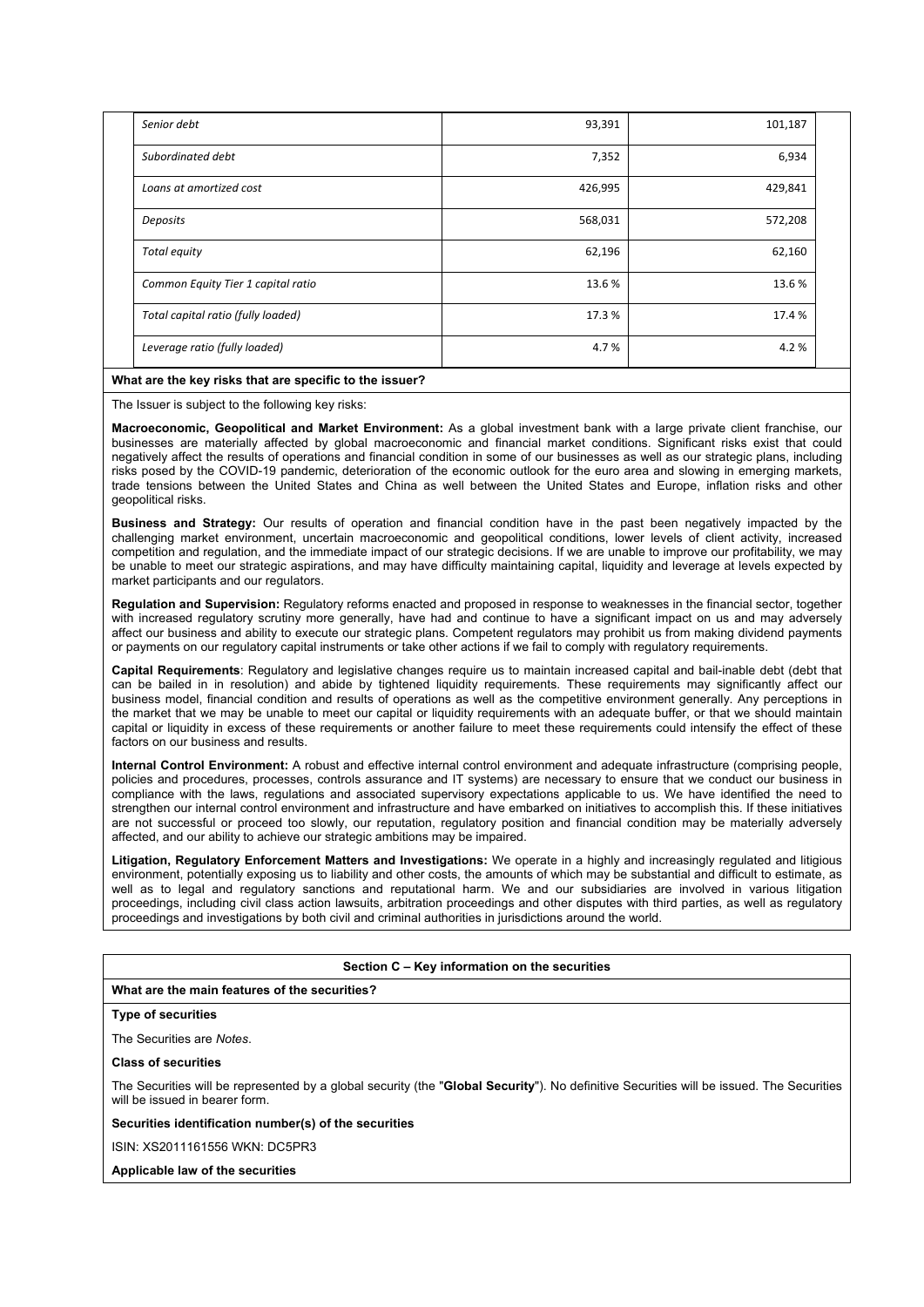| | | |
|---|---|---|
| *Senior debt* | 93,391 | 101,187 |
| *Subordinated debt* | 7,352 | 6,934 |
| *Loans at amortized cost* | 426,995 | 429,841 |
| *Deposits* | 568,031 | 572,208 |
| *Total equity* | 62,196 | 62,160 |
| *Common Equity Tier 1 capital ratio* | 13.6 % | 13.6 % |
| *Total capital ratio (fully loaded)* | 17.3 % | 17.4 % |
| *Leverage ratio (fully loaded)* | 4.7 % | 4.2 % |

**What are the key risks that are specific to the issuer?**

The Issuer is subject to the following key risks:

**Macroeconomic, Geopolitical and Market Environment:** As a global investment bank with a large private client franchise, our businesses are materially affected by global macroeconomic and financial market conditions. Significant risks exist that could negatively affect the results of operations and financial condition in some of our businesses as well as our strategic plans, including risks posed by the COVID-19 pandemic, deterioration of the economic outlook for the euro area and slowing in emerging markets, trade tensions between the United States and China as well between the United States and Europe, inflation risks and other geopolitical risks.

**Business and Strategy:** Our results of operation and financial condition have in the past been negatively impacted by the challenging market environment, uncertain macroeconomic and geopolitical conditions, lower levels of client activity, increased competition and regulation, and the immediate impact of our strategic decisions. If we are unable to improve our profitability, we may be unable to meet our strategic aspirations, and may have difficulty maintaining capital, liquidity and leverage at levels expected by market participants and our regulators.

**Regulation and Supervision:** Regulatory reforms enacted and proposed in response to weaknesses in the financial sector, together with increased regulatory scrutiny more generally, have had and continue to have a significant impact on us and may adversely affect our business and ability to execute our strategic plans. Competent regulators may prohibit us from making dividend payments or payments on our regulatory capital instruments or take other actions if we fail to comply with regulatory requirements.

**Capital Requirements**: Regulatory and legislative changes require us to maintain increased capital and bail-inable debt (debt that can be bailed in in resolution) and abide by tightened liquidity requirements. These requirements may significantly affect our business model, financial condition and results of operations as well as the competitive environment generally. Any perceptions in the market that we may be unable to meet our capital or liquidity requirements with an adequate buffer, or that we should maintain capital or liquidity in excess of these requirements or another failure to meet these requirements could intensify the effect of these factors on our business and results.

**Internal Control Environment:** A robust and effective internal control environment and adequate infrastructure (comprising people, policies and procedures, processes, controls assurance and IT systems) are necessary to ensure that we conduct our business in compliance with the laws, regulations and associated supervisory expectations applicable to us. We have identified the need to strengthen our internal control environment and infrastructure and have embarked on initiatives to accomplish this. If these initiatives are not successful or proceed too slowly, our reputation, regulatory position and financial condition may be materially adversely affected, and our ability to achieve our strategic ambitions may be impaired.

**Litigation, Regulatory Enforcement Matters and Investigations:** We operate in a highly and increasingly regulated and litigious environment, potentially exposing us to liability and other costs, the amounts of which may be substantial and difficult to estimate, as well as to legal and regulatory sanctions and reputational harm. We and our subsidiaries are involved in various litigation proceedings, including civil class action lawsuits, arbitration proceedings and other disputes with third parties, as well as regulatory proceedings and investigations by both civil and criminal authorities in jurisdictions around the world.

## Section C – Key information on the securities

**What are the main features of the securities?**

**Type of securities**

The Securities are *Notes*.

**Class of securities**

The Securities will be represented by a global security (the "**Global Security**"). No definitive Securities will be issued. The Securities will be issued in bearer form.

**Securities identification number(s) of the securities**

ISIN: XS2011161556 WKN: DC5PR3

**Applicable law of the securities**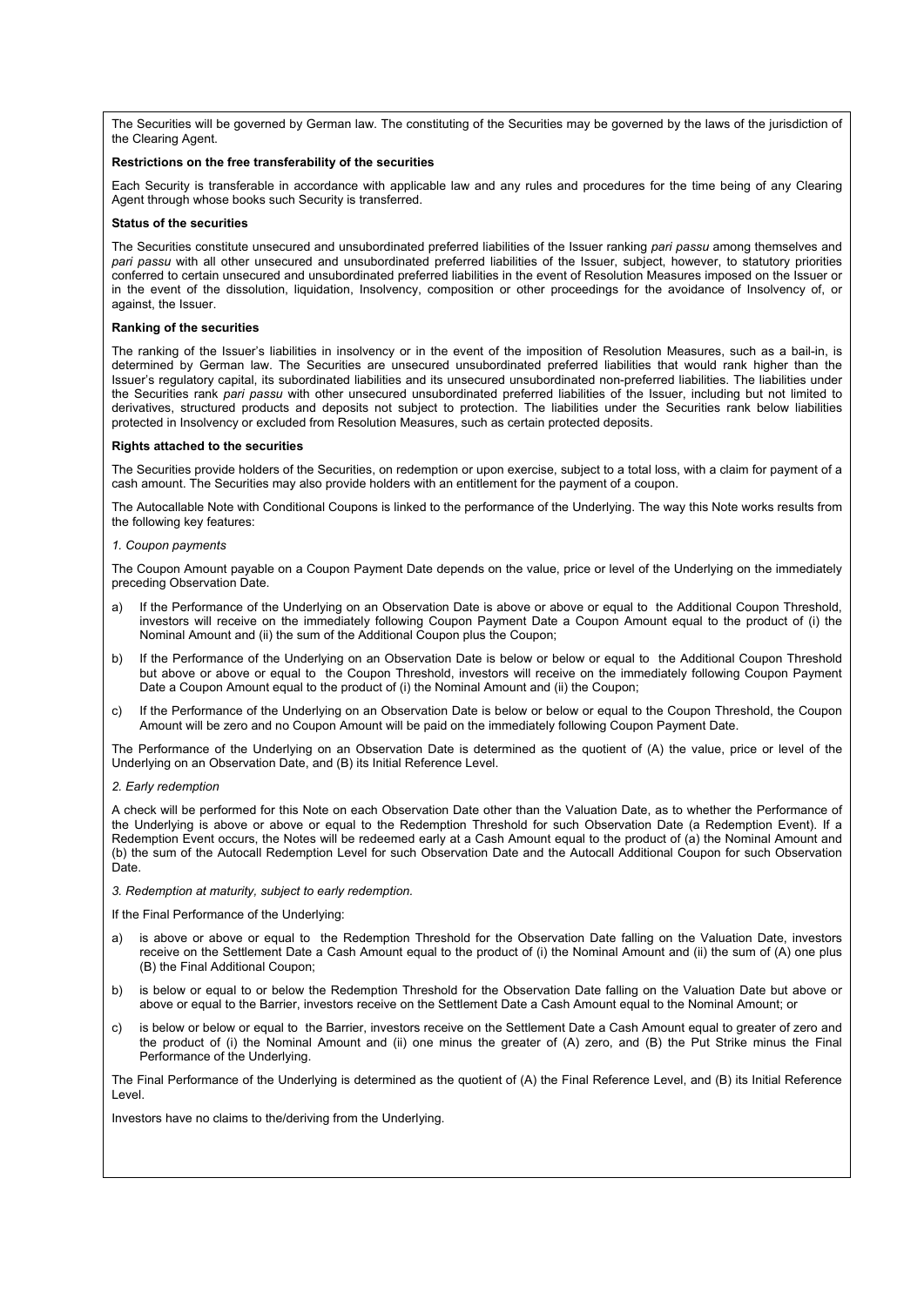The Securities will be governed by German law. The constituting of the Securities may be governed by the laws of the jurisdiction of the Clearing Agent.

**Restrictions on the free transferability of the securities**

Each Security is transferable in accordance with applicable law and any rules and procedures for the time being of any Clearing Agent through whose books such Security is transferred.

**Status of the securities**

The Securities constitute unsecured and unsubordinated preferred liabilities of the Issuer ranking *pari passu* among themselves and *pari passu* with all other unsecured and unsubordinated preferred liabilities of the Issuer, subject, however, to statutory priorities conferred to certain unsecured and unsubordinated preferred liabilities in the event of Resolution Measures imposed on the Issuer or in the event of the dissolution, liquidation, Insolvency, composition or other proceedings for the avoidance of Insolvency of, or against, the Issuer.

**Ranking of the securities**

The ranking of the Issuer's liabilities in insolvency or in the event of the imposition of Resolution Measures, such as a bail-in, is determined by German law. The Securities are unsecured unsubordinated preferred liabilities that would rank higher than the Issuer's regulatory capital, its subordinated liabilities and its unsecured unsubordinated non-preferred liabilities. The liabilities under the Securities rank *pari passu* with other unsecured unsubordinated preferred liabilities of the Issuer, including but not limited to derivatives, structured products and deposits not subject to protection. The liabilities under the Securities rank below liabilities protected in Insolvency or excluded from Resolution Measures, such as certain protected deposits.

**Rights attached to the securities**

The Securities provide holders of the Securities, on redemption or upon exercise, subject to a total loss, with a claim for payment of a cash amount. The Securities may also provide holders with an entitlement for the payment of a coupon.

The Autocallable Note with Conditional Coupons is linked to the performance of the Underlying. The way this Note works results from the following key features:

*1. Coupon payments*

The Coupon Amount payable on a Coupon Payment Date depends on the value, price or level of the Underlying on the immediately preceding Observation Date.

a) If the Performance of the Underlying on an Observation Date is above or above or equal to the Additional Coupon Threshold, investors will receive on the immediately following Coupon Payment Date a Coupon Amount equal to the product of (i) the Nominal Amount and (ii) the sum of the Additional Coupon plus the Coupon;

b) If the Performance of the Underlying on an Observation Date is below or below or equal to the Additional Coupon Threshold but above or above or equal to the Coupon Threshold, investors will receive on the immediately following Coupon Payment Date a Coupon Amount equal to the product of (i) the Nominal Amount and (ii) the Coupon;

c) If the Performance of the Underlying on an Observation Date is below or below or equal to the Coupon Threshold, the Coupon Amount will be zero and no Coupon Amount will be paid on the immediately following Coupon Payment Date.

The Performance of the Underlying on an Observation Date is determined as the quotient of (A) the value, price or level of the Underlying on an Observation Date, and (B) its Initial Reference Level.

*2. Early redemption*

A check will be performed for this Note on each Observation Date other than the Valuation Date, as to whether the Performance of the Underlying is above or above or equal to the Redemption Threshold for such Observation Date (a Redemption Event). If a Redemption Event occurs, the Notes will be redeemed early at a Cash Amount equal to the product of (a) the Nominal Amount and (b) the sum of the Autocall Redemption Level for such Observation Date and the Autocall Additional Coupon for such Observation Date.

*3. Redemption at maturity, subject to early redemption.*

If the Final Performance of the Underlying:

a) is above or above or equal to the Redemption Threshold for the Observation Date falling on the Valuation Date, investors receive on the Settlement Date a Cash Amount equal to the product of (i) the Nominal Amount and (ii) the sum of (A) one plus (B) the Final Additional Coupon;

b) is below or equal to or below the Redemption Threshold for the Observation Date falling on the Valuation Date but above or above or equal to the Barrier, investors receive on the Settlement Date a Cash Amount equal to the Nominal Amount; or

c) is below or below or equal to the Barrier, investors receive on the Settlement Date a Cash Amount equal to greater of zero and the product of (i) the Nominal Amount and (ii) one minus the greater of (A) zero, and (B) the Put Strike minus the Final Performance of the Underlying.

The Final Performance of the Underlying is determined as the quotient of (A) the Final Reference Level, and (B) its Initial Reference Level.

Investors have no claims to the/deriving from the Underlying.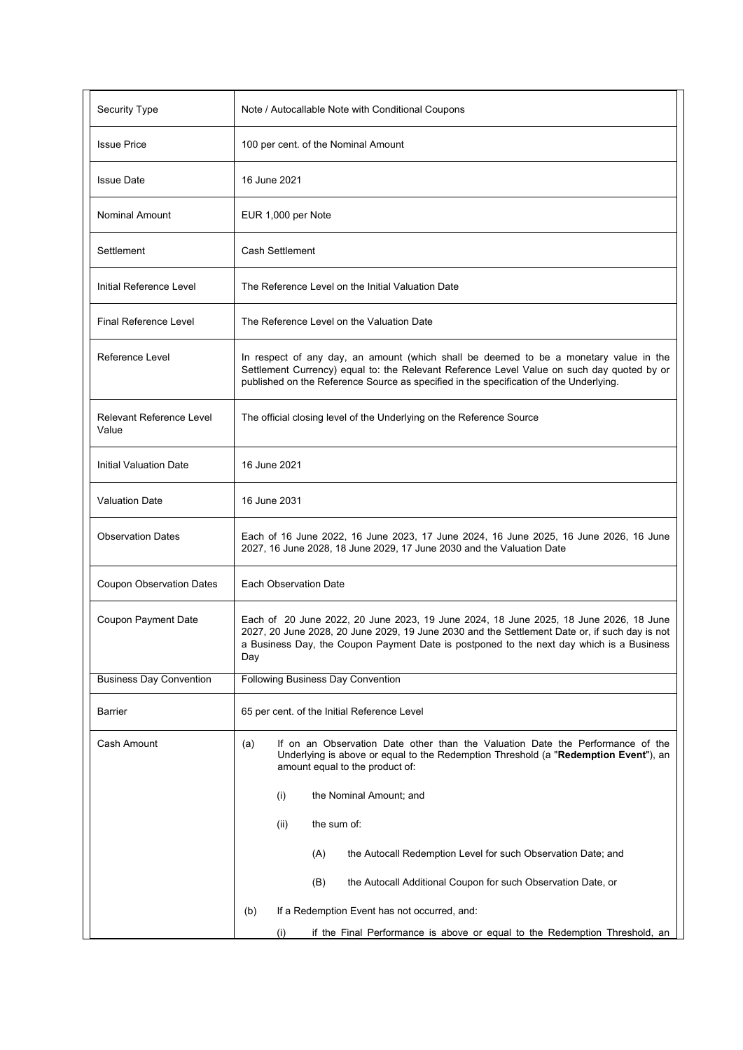| Security Type | Note / Autocallable Note with Conditional Coupons |
|---|---|
| Issue Price | 100 per cent. of the Nominal Amount |
| Issue Date | 16 June 2021 |
| Nominal Amount | EUR 1,000 per Note |
| Settlement | Cash Settlement |
| Initial Reference Level | The Reference Level on the Initial Valuation Date |
| Final Reference Level | The Reference Level on the Valuation Date |
| Reference Level | In respect of any day, an amount (which shall be deemed to be a monetary value in the Settlement Currency) equal to: the Relevant Reference Level Value on such day quoted by or published on the Reference Source as specified in the specification of the Underlying. |
| Relevant Reference Level Value | The official closing level of the Underlying on the Reference Source |
| Initial Valuation Date | 16 June 2021 |
| Valuation Date | 16 June 2031 |
| Observation Dates | Each of 16 June 2022, 16 June 2023, 17 June 2024, 16 June 2025, 16 June 2026, 16 June 2027, 16 June 2028, 18 June 2029, 17 June 2030 and the Valuation Date |
| Coupon Observation Dates | Each Observation Date |
| Coupon Payment Date | Each of 20 June 2022, 20 June 2023, 19 June 2024, 18 June 2025, 18 June 2026, 18 June 2027, 20 June 2028, 20 June 2029, 19 June 2030 and the Settlement Date or, if such day is not a Business Day, the Coupon Payment Date is postponed to the next day which is a Business Day |
| Business Day Convention | Following Business Day Convention |
| Barrier | 65 per cent. of the Initial Reference Level |
| Cash Amount | (a) If on an Observation Date other than the Valuation Date the Performance of the Underlying is above or equal to the Redemption Threshold (a "**Redemption Event**"), an amount equal to the product of:<br><br>(i) the Nominal Amount; and<br><br>(ii) the sum of:<br><br>(A) the Autocall Redemption Level for such Observation Date; and<br><br>(B) the Autocall Additional Coupon for such Observation Date, or<br><br>(b) If a Redemption Event has not occurred, and:<br><br>(i) if the Final Performance is above or equal to the Redemption Threshold, an |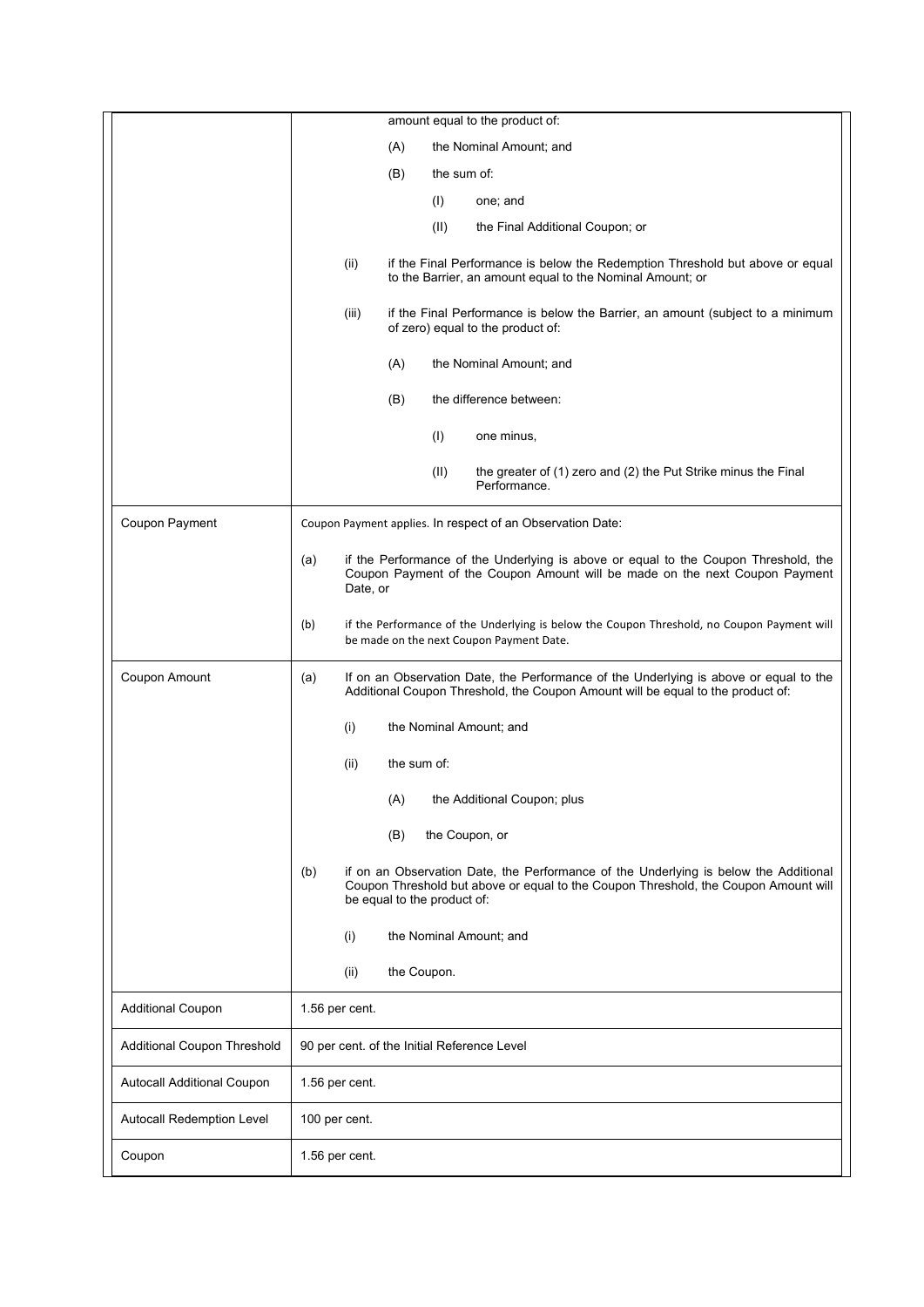| | |
|---|---|
| | amount equal to the product of:<br><br>(A) the Nominal Amount; and<br><br>(B) the sum of:<br><br>(I) one; and<br><br>(II) the Final Additional Coupon; or<br><br>(ii) if the Final Performance is below the Redemption Threshold but above or equal to the Barrier, an amount equal to the Nominal Amount; or<br><br>(iii) if the Final Performance is below the Barrier, an amount (subject to a minimum of zero) equal to the product of:<br><br>(A) the Nominal Amount; and<br><br>(B) the difference between:<br><br>(I) one minus,<br><br>(II) the greater of (1) zero and (2) the Put Strike minus the Final Performance. |
| Coupon Payment | Coupon Payment applies. In respect of an Observation Date:<br><br>(a) if the Performance of the Underlying is above or equal to the Coupon Threshold, the Coupon Payment of the Coupon Amount will be made on the next Coupon Payment Date, or<br><br>(b) if the Performance of the Underlying is below the Coupon Threshold, no Coupon Payment will be made on the next Coupon Payment Date. |
| Coupon Amount | (a) If on an Observation Date, the Performance of the Underlying is above or equal to the Additional Coupon Threshold, the Coupon Amount will be equal to the product of:<br><br>(i) the Nominal Amount; and<br><br>(ii) the sum of:<br><br>(A) the Additional Coupon; plus<br><br>(B) the Coupon, or<br><br>(b) if on an Observation Date, the Performance of the Underlying is below the Additional Coupon Threshold but above or equal to the Coupon Threshold, the Coupon Amount will be equal to the product of:<br><br>(i) the Nominal Amount; and<br><br>(ii) the Coupon. |
| Additional Coupon | 1.56 per cent. |
| Additional Coupon Threshold | 90 per cent. of the Initial Reference Level |
| Autocall Additional Coupon | 1.56 per cent. |
| Autocall Redemption Level | 100 per cent. |
| Coupon | 1.56 per cent. |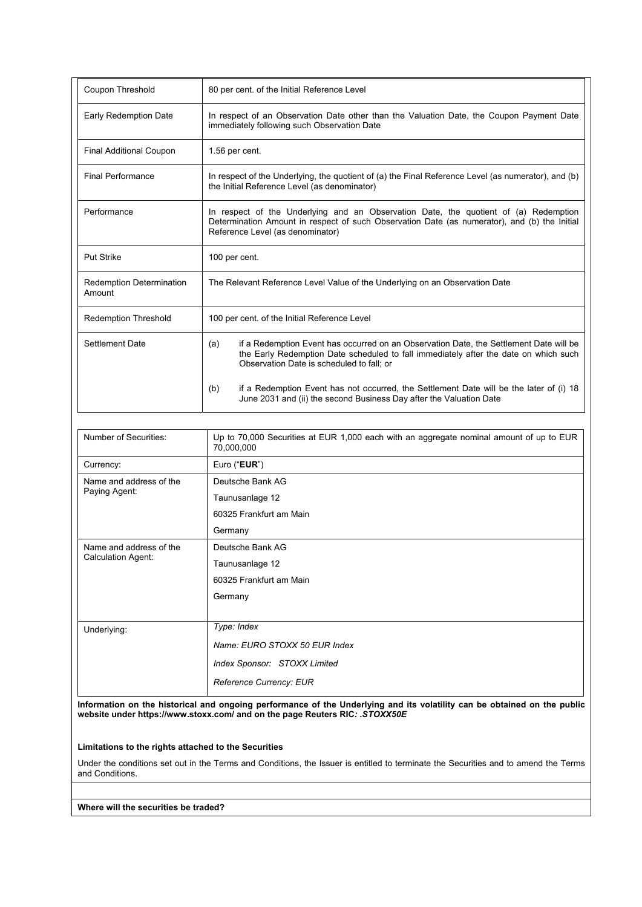| | |
|---|---|
| Coupon Threshold | 80 per cent. of the Initial Reference Level |
| Early Redemption Date | In respect of an Observation Date other than the Valuation Date, the Coupon Payment Date immediately following such Observation Date |
| Final Additional Coupon | 1.56 per cent. |
| Final Performance | In respect of the Underlying, the quotient of (a) the Final Reference Level (as numerator), and (b) the Initial Reference Level (as denominator) |
| Performance | In respect of the Underlying and an Observation Date, the quotient of (a) Redemption Determination Amount in respect of such Observation Date (as numerator), and (b) the Initial Reference Level (as denominator) |
| Put Strike | 100 per cent. |
| Redemption Determination Amount | The Relevant Reference Level Value of the Underlying on an Observation Date |
| Redemption Threshold | 100 per cent. of the Initial Reference Level |
| Settlement Date | (a) if a Redemption Event has occurred on an Observation Date, the Settlement Date will be the Early Redemption Date scheduled to fall immediately after the date on which such Observation Date is scheduled to fall; or<br><br>(b) if a Redemption Event has not occurred, the Settlement Date will be the later of (i) 18 June 2031 and (ii) the second Business Day after the Valuation Date |

| | |
|---|---|
| Number of Securities: | Up to 70,000 Securities at EUR 1,000 each with an aggregate nominal amount of up to EUR 70,000,000 |
| Currency: | Euro ("**EUR**") |
| Name and address of the Paying Agent: | Deutsche Bank AG<br>Taunusanlage 12<br>60325 Frankfurt am Main<br>Germany |
| Name and address of the Calculation Agent: | Deutsche Bank AG<br>Taunusanlage 12<br>60325 Frankfurt am Main<br>Germany |
| Underlying: | *Type: Index*<br>*Name: EURO STOXX 50 EUR Index*<br>*Index Sponsor: STOXX Limited*<br>*Reference Currency: EUR* |

**Information on the historical and ongoing performance of the Underlying and its volatility can be obtained on the public website under https://www.stoxx.com/ and on the page Reuters RIC*: .STOXX50E***

**Limitations to the rights attached to the Securities**

Under the conditions set out in the Terms and Conditions, the Issuer is entitled to terminate the Securities and to amend the Terms and Conditions.

**Where will the securities be traded?**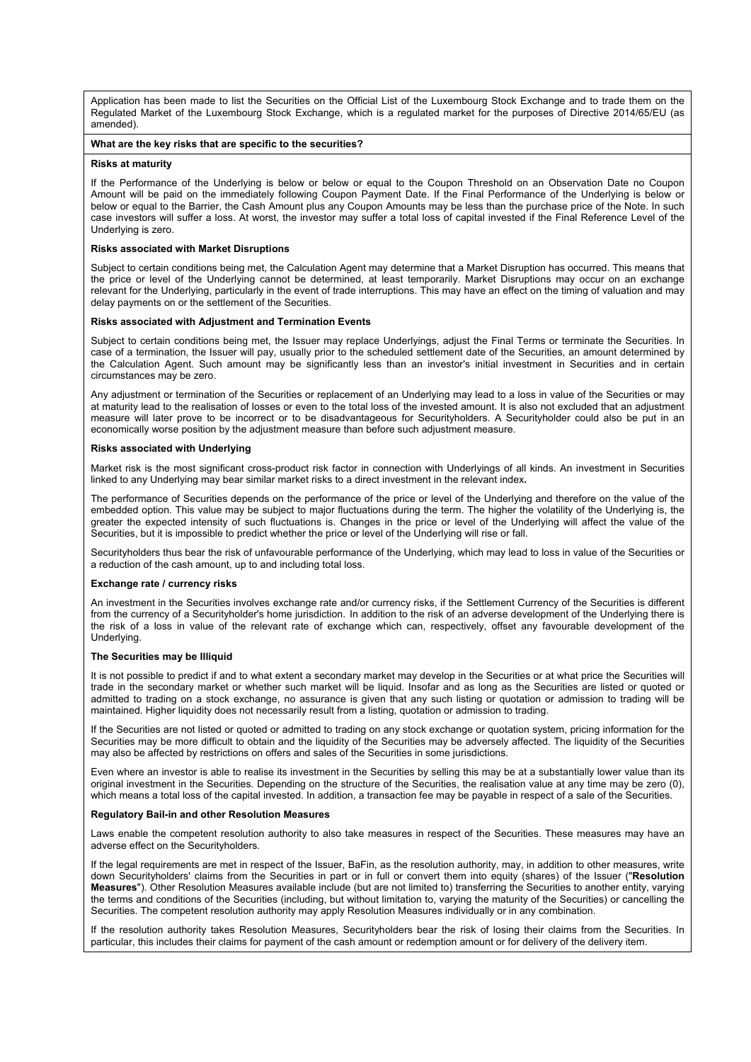Application has been made to list the Securities on the Official List of the Luxembourg Stock Exchange and to trade them on the Regulated Market of the Luxembourg Stock Exchange, which is a regulated market for the purposes of Directive 2014/65/EU (as amended).

**What are the key risks that are specific to the securities?**

**Risks at maturity**

If the Performance of the Underlying is below or below or equal to the Coupon Threshold on an Observation Date no Coupon Amount will be paid on the immediately following Coupon Payment Date. If the Final Performance of the Underlying is below or below or equal to the Barrier, the Cash Amount plus any Coupon Amounts may be less than the purchase price of the Note. In such case investors will suffer a loss. At worst, the investor may suffer a total loss of capital invested if the Final Reference Level of the Underlying is zero.

**Risks associated with Market Disruptions**

Subject to certain conditions being met, the Calculation Agent may determine that a Market Disruption has occurred. This means that the price or level of the Underlying cannot be determined, at least temporarily. Market Disruptions may occur on an exchange relevant for the Underlying, particularly in the event of trade interruptions. This may have an effect on the timing of valuation and may delay payments on or the settlement of the Securities.

**Risks associated with Adjustment and Termination Events**

Subject to certain conditions being met, the Issuer may replace Underlyings, adjust the Final Terms or terminate the Securities. In case of a termination, the Issuer will pay, usually prior to the scheduled settlement date of the Securities, an amount determined by the Calculation Agent. Such amount may be significantly less than an investor's initial investment in Securities and in certain circumstances may be zero.

Any adjustment or termination of the Securities or replacement of an Underlying may lead to a loss in value of the Securities or may at maturity lead to the realisation of losses or even to the total loss of the invested amount. It is also not excluded that an adjustment measure will later prove to be incorrect or to be disadvantageous for Securityholders. A Securityholder could also be put in an economically worse position by the adjustment measure than before such adjustment measure.

**Risks associated with Underlying**

Market risk is the most significant cross-product risk factor in connection with Underlyings of all kinds. An investment in Securities linked to any Underlying may bear similar market risks to a direct investment in the relevant index**.**

The performance of Securities depends on the performance of the price or level of the Underlying and therefore on the value of the embedded option. This value may be subject to major fluctuations during the term. The higher the volatility of the Underlying is, the greater the expected intensity of such fluctuations is. Changes in the price or level of the Underlying will affect the value of the Securities, but it is impossible to predict whether the price or level of the Underlying will rise or fall.

Securityholders thus bear the risk of unfavourable performance of the Underlying, which may lead to loss in value of the Securities or a reduction of the cash amount, up to and including total loss.

**Exchange rate / currency risks**

An investment in the Securities involves exchange rate and/or currency risks, if the Settlement Currency of the Securities is different from the currency of a Securityholder's home jurisdiction. In addition to the risk of an adverse development of the Underlying there is the risk of a loss in value of the relevant rate of exchange which can, respectively, offset any favourable development of the Underlying.

**The Securities may be Illiquid**

It is not possible to predict if and to what extent a secondary market may develop in the Securities or at what price the Securities will trade in the secondary market or whether such market will be liquid. Insofar and as long as the Securities are listed or quoted or admitted to trading on a stock exchange, no assurance is given that any such listing or quotation or admission to trading will be maintained. Higher liquidity does not necessarily result from a listing, quotation or admission to trading.

If the Securities are not listed or quoted or admitted to trading on any stock exchange or quotation system, pricing information for the Securities may be more difficult to obtain and the liquidity of the Securities may be adversely affected. The liquidity of the Securities may also be affected by restrictions on offers and sales of the Securities in some jurisdictions.

Even where an investor is able to realise its investment in the Securities by selling this may be at a substantially lower value than its original investment in the Securities. Depending on the structure of the Securities, the realisation value at any time may be zero (0), which means a total loss of the capital invested. In addition, a transaction fee may be payable in respect of a sale of the Securities.

**Regulatory Bail-in and other Resolution Measures**

Laws enable the competent resolution authority to also take measures in respect of the Securities. These measures may have an adverse effect on the Securityholders.

If the legal requirements are met in respect of the Issuer, BaFin, as the resolution authority, may, in addition to other measures, write down Securityholders' claims from the Securities in part or in full or convert them into equity (shares) of the Issuer ("**Resolution Measures**"). Other Resolution Measures available include (but are not limited to) transferring the Securities to another entity, varying the terms and conditions of the Securities (including, but without limitation to, varying the maturity of the Securities) or cancelling the Securities. The competent resolution authority may apply Resolution Measures individually or in any combination.

If the resolution authority takes Resolution Measures, Securityholders bear the risk of losing their claims from the Securities. In particular, this includes their claims for payment of the cash amount or redemption amount or for delivery of the delivery item.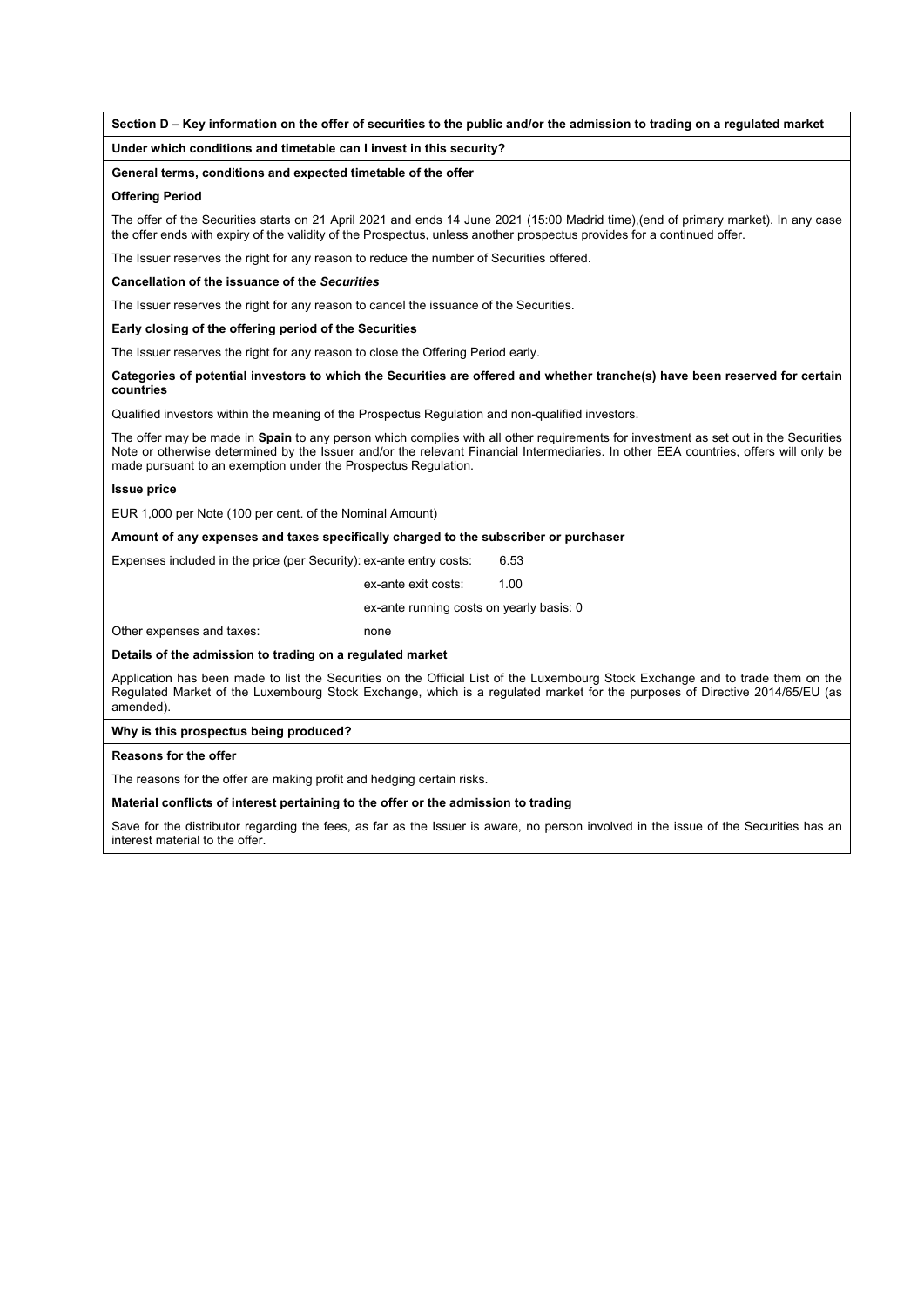**Section D – Key information on the offer of securities to the public and/or the admission to trading on a regulated market**

**Under which conditions and timetable can I invest in this security?**

**General terms, conditions and expected timetable of the offer**

**Offering Period**

The offer of the Securities starts on 21 April 2021 and ends 14 June 2021 (15:00 Madrid time),(end of primary market). In any case the offer ends with expiry of the validity of the Prospectus, unless another prospectus provides for a continued offer.

The Issuer reserves the right for any reason to reduce the number of Securities offered.

**Cancellation of the issuance of the *Securities***

The Issuer reserves the right for any reason to cancel the issuance of the Securities.

**Early closing of the offering period of the Securities**

The Issuer reserves the right for any reason to close the Offering Period early.

**Categories of potential investors to which the Securities are offered and whether tranche(s) have been reserved for certain countries**

Qualified investors within the meaning of the Prospectus Regulation and non-qualified investors.

The offer may be made in **Spain** to any person which complies with all other requirements for investment as set out in the Securities Note or otherwise determined by the Issuer and/or the relevant Financial Intermediaries. In other EEA countries, offers will only be made pursuant to an exemption under the Prospectus Regulation.

**Issue price**

EUR 1,000 per Note (100 per cent. of the Nominal Amount)

**Amount of any expenses and taxes specifically charged to the subscriber or purchaser**

| | | |
|---|---|---|
| Expenses included in the price (per Security): | ex-ante entry costs: | 6.53 |
| | ex-ante exit costs: | 1.00 |
| | ex-ante running costs on yearly basis: 0 | |
| Other expenses and taxes: | none | |

**Details of the admission to trading on a regulated market**

Application has been made to list the Securities on the Official List of the Luxembourg Stock Exchange and to trade them on the Regulated Market of the Luxembourg Stock Exchange, which is a regulated market for the purposes of Directive 2014/65/EU (as amended).

**Why is this prospectus being produced?**

**Reasons for the offer**

The reasons for the offer are making profit and hedging certain risks.

**Material conflicts of interest pertaining to the offer or the admission to trading**

Save for the distributor regarding the fees, as far as the Issuer is aware, no person involved in the issue of the Securities has an interest material to the offer.